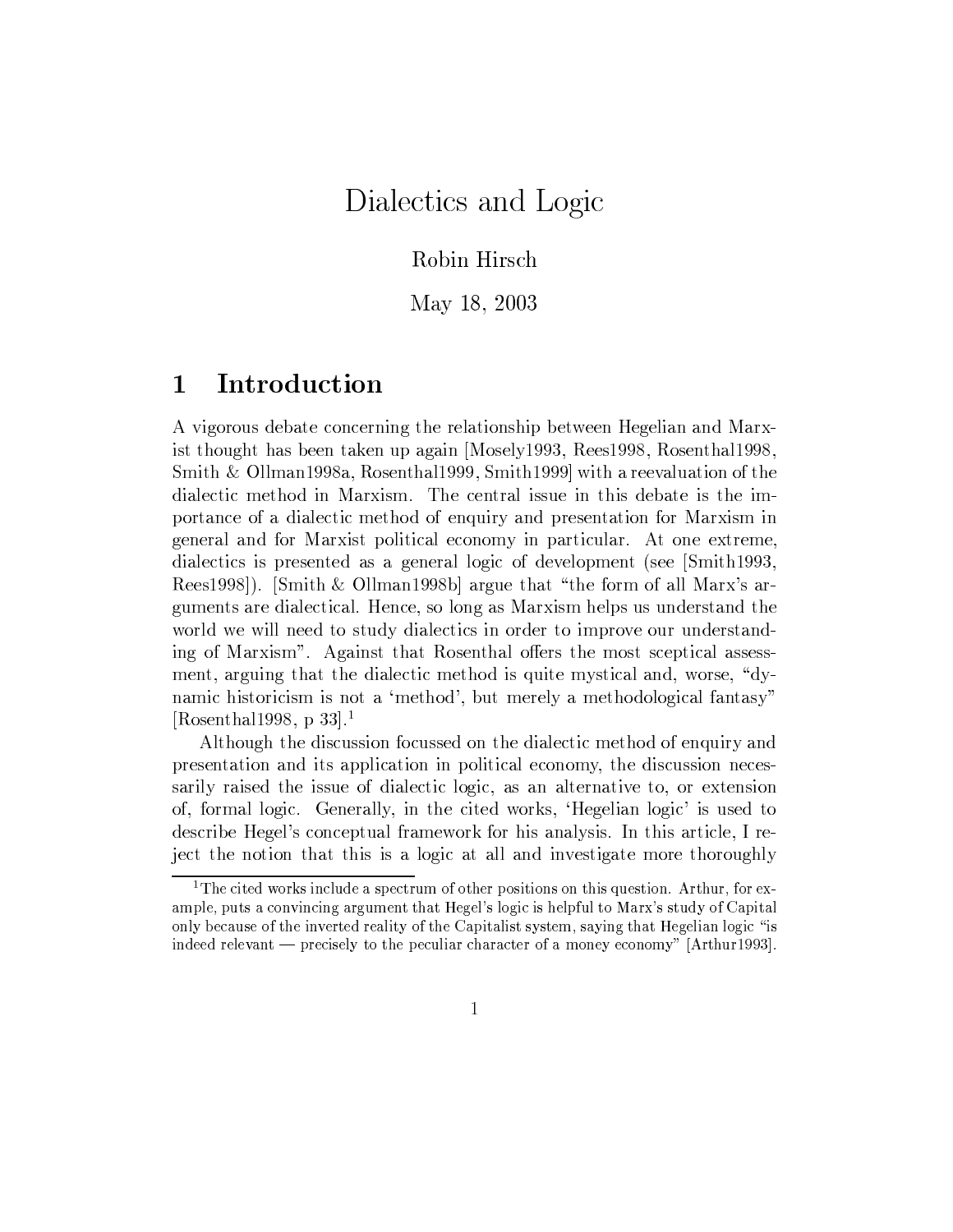# Dialectics and Logic

Robin Hirsch

May 18, 2003

## 1 Introduction

A vigorous debate concerning the relationship between Hegelian and Marxist thought has been taken up again [Mosely1993, Rees1998, Rosenthal1998, Smith & Ollman1998a, Rosenthal1999, Smith1999] with a reevaluation of the dialectic method in Marxism. The central issue in this debate is the importance of a dialectic method of enquiry and presentation for Marxism in general and for Marxist political economy in particular. At one extreme, dialectics is presented as a general logic of development (see [Smith1993, Rees1998]). [Smith & Ollman1998b] argue that "the form of all Marx's arguments are dialectical. Hence, so long as Marxism helps us understand the world we will need to study dialectics in order to improve our understanding of Marxism". Against that Rosenthal offers the most sceptical assessment, arguing that the dialectic method is quite mystical and, worse, "dynamic historicism is not a 'method', but merely a methodological fantasy" [Rosenthal1998, p 33].[1]

Although the discussion focussed on the dialectic method of enquiry and presentation and its application in political economy, the discussion necessarily raised the issue of dialectic logic, as an alternative to, or extension of, formal logic. Generally, in the cited works, 'Hegelian logic' is used to describe Hegel's conceptual framework for his analysis. In this article, I reject the notion that this is a logic at all and investigate more thoroughly

[1] The cited works include a spectrum of other positions on this question. Arthur, for example, puts a convincing argument that Hegel's logic is helpful to Marx's study of Capital only because of the inverted reality of the Capitalist system, saying that Hegelian logic "is indeed relevant — precisely to the peculiar character of a money economy" [Arthur1993].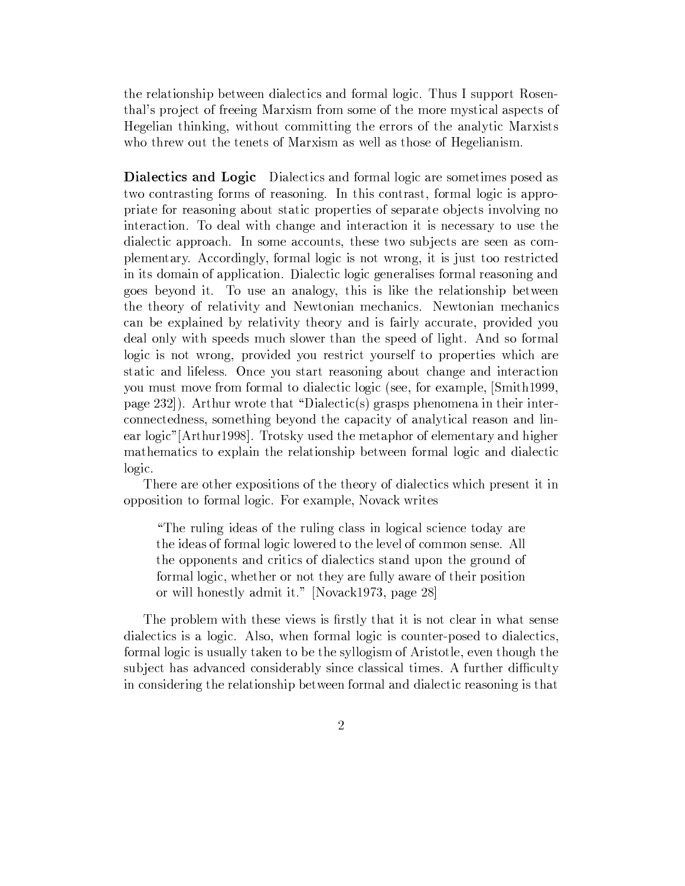the relationship between dialectics and formal logic. Thus I support Rosenthal's project of freeing Marxism from some of the more mystical aspects of Hegelian thinking, without committing the errors of the analytic Marxists who threw out the tenets of Marxism as well as those of Hegelianism.

**Dialectics and Logic** Dialectics and formal logic are sometimes posed as two contrasting forms of reasoning. In this contrast, formal logic is appropriate for reasoning about static properties of separate objects involving no interaction. To deal with change and interaction it is necessary to use the dialectic approach. In some accounts, these two subjects are seen as complementary. Accordingly, formal logic is not wrong, it is just too restricted in its domain of application. Dialectic logic generalises formal reasoning and goes beyond it. To use an analogy, this is like the relationship between the theory of relativity and Newtonian mechanics. Newtonian mechanics can be explained by relativity theory and is fairly accurate, provided you deal only with speeds much slower than the speed of light. And so formal logic is not wrong, provided you restrict yourself to properties which are static and lifeless. Once you start reasoning about change and interaction you must move from formal to dialectic logic (see, for example, [Smith1999, page 232]). Arthur wrote that "Dialectic(s) grasps phenomena in their interconnectedness, something beyond the capacity of analytical reason and linear logic"[Arthur1998]. Trotsky used the metaphor of elementary and higher mathematics to explain the relationship between formal logic and dialectic logic.

There are other expositions of the theory of dialectics which present it in opposition to formal logic. For example, Novack writes

> "The ruling ideas of the ruling class in logical science today are the ideas of formal logic lowered to the level of common sense. All the opponents and critics of dialectics stand upon the ground of formal logic, whether or not they are fully aware of their position or will honestly admit it." [Novack1973, page 28]

The problem with these views is firstly that it is not clear in what sense dialectics is a logic. Also, when formal logic is counter-posed to dialectics, formal logic is usually taken to be the syllogism of Aristotle, even though the subject has advanced considerably since classical times. A further difficulty in considering the relationship between formal and dialectic reasoning is that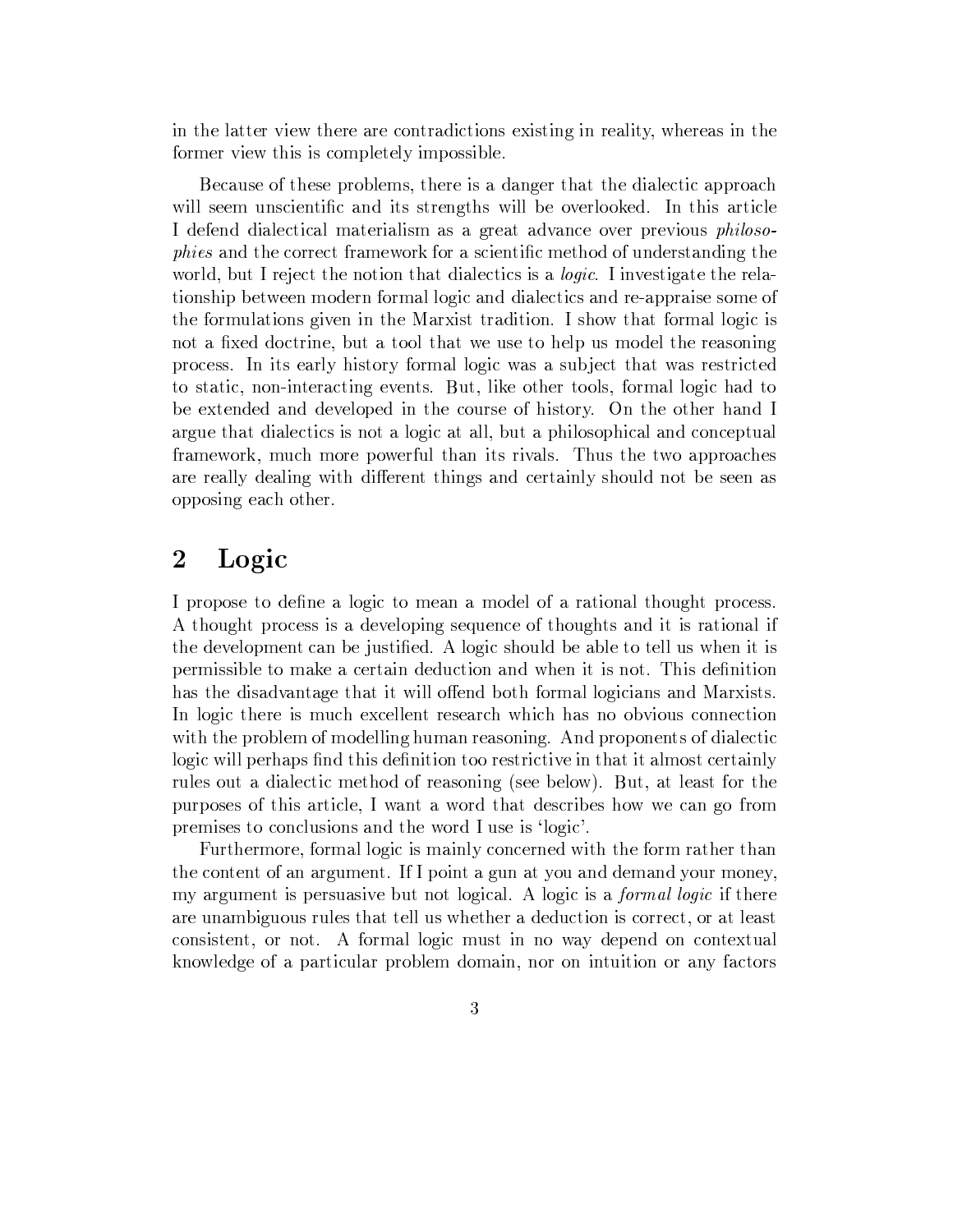in the latter view there are contradictions existing in reality, whereas in the former view this is completely impossible.

Because of these problems, there is a danger that the dialectic approach will seem unscientific and its strengths will be overlooked. In this article I defend dialectical materialism as a great advance over previous *philosophies* and the correct framework for a scientific method of understanding the world, but I reject the notion that dialectics is a *logic*. I investigate the relationship between modern formal logic and dialectics and re-appraise some of the formulations given in the Marxist tradition. I show that formal logic is not a fixed doctrine, but a tool that we use to help us model the reasoning process. In its early history formal logic was a subject that was restricted to static, non-interacting events. But, like other tools, formal logic had to be extended and developed in the course of history. On the other hand I argue that dialectics is not a logic at all, but a philosophical and conceptual framework, much more powerful than its rivals. Thus the two approaches are really dealing with different things and certainly should not be seen as opposing each other.

## 2 Logic

I propose to define a logic to mean a model of a rational thought process. A thought process is a developing sequence of thoughts and it is rational if the development can be justified. A logic should be able to tell us when it is permissible to make a certain deduction and when it is not. This definition has the disadvantage that it will offend both formal logicians and Marxists. In logic there is much excellent research which has no obvious connection with the problem of modelling human reasoning. And proponents of dialectic logic will perhaps find this definition too restrictive in that it almost certainly rules out a dialectic method of reasoning (see below). But, at least for the purposes of this article, I want a word that describes how we can go from premises to conclusions and the word I use is 'logic'.

Furthermore, formal logic is mainly concerned with the form rather than the content of an argument. If I point a gun at you and demand your money, my argument is persuasive but not logical. A logic is a *formal logic* if there are unambiguous rules that tell us whether a deduction is correct, or at least consistent, or not. A formal logic must in no way depend on contextual knowledge of a particular problem domain, nor on intuition or any factors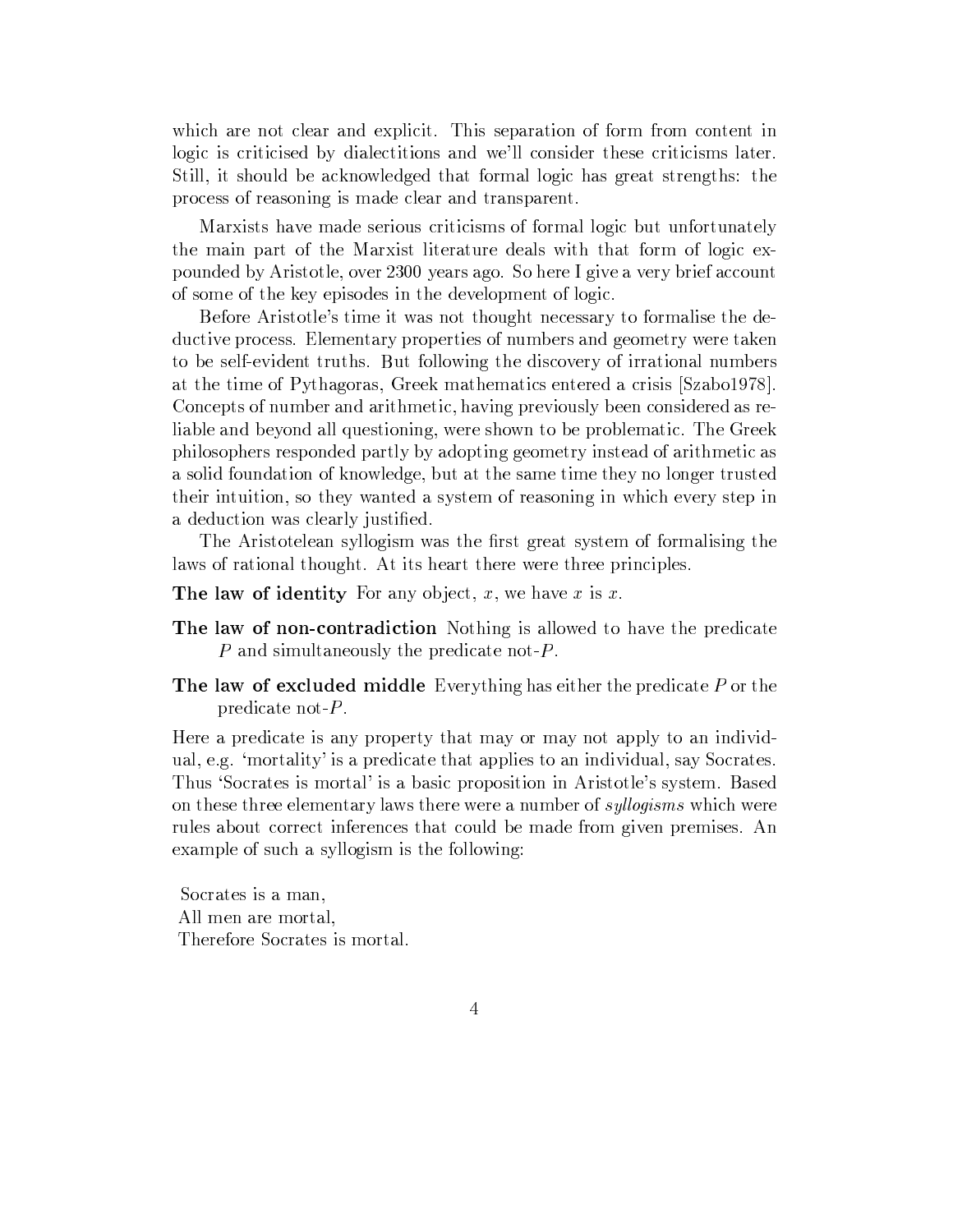which are not clear and explicit. This separation of form from content in logic is criticised by dialectitions and we'll consider these criticisms later. Still, it should be acknowledged that formal logic has great strengths: the process of reasoning is made clear and transparent.

Marxists have made serious criticisms of formal logic but unfortunately the main part of the Marxist literature deals with that form of logic expounded by Aristotle, over 2300 years ago. So here I give a very brief account of some of the key episodes in the development of logic.

Before Aristotle's time it was not thought necessary to formalise the deductive process. Elementary properties of numbers and geometry were taken to be self-evident truths. But following the discovery of irrational numbers at the time of Pythagoras, Greek mathematics entered a crisis [Szabo1978]. Concepts of number and arithmetic, having previously been considered as reliable and beyond all questioning, were shown to be problematic. The Greek philosophers responded partly by adopting geometry instead of arithmetic as a solid foundation of knowledge, but at the same time they no longer trusted their intuition, so they wanted a system of reasoning in which every step in a deduction was clearly justified.

The Aristotelean syllogism was the first great system of formalising the laws of rational thought. At its heart there were three principles.

**The law of identity** For any object, $x$, we have $x$ is $x$.

**The law of non-contradiction** Nothing is allowed to have the predicate $P$ and simultaneously the predicate not-$P$.

**The law of excluded middle** Everything has either the predicate $P$ or the predicate not-$P$.

Here a predicate is any property that may or may not apply to an individual, e.g. 'mortality' is a predicate that applies to an individual, say Socrates. Thus 'Socrates is mortal' is a basic proposition in Aristotle's system. Based on these three elementary laws there were a number of *syllogisms* which were rules about correct inferences that could be made from given premises. An example of such a syllogism is the following:

Socrates is a man,
All men are mortal,
Therefore Socrates is mortal.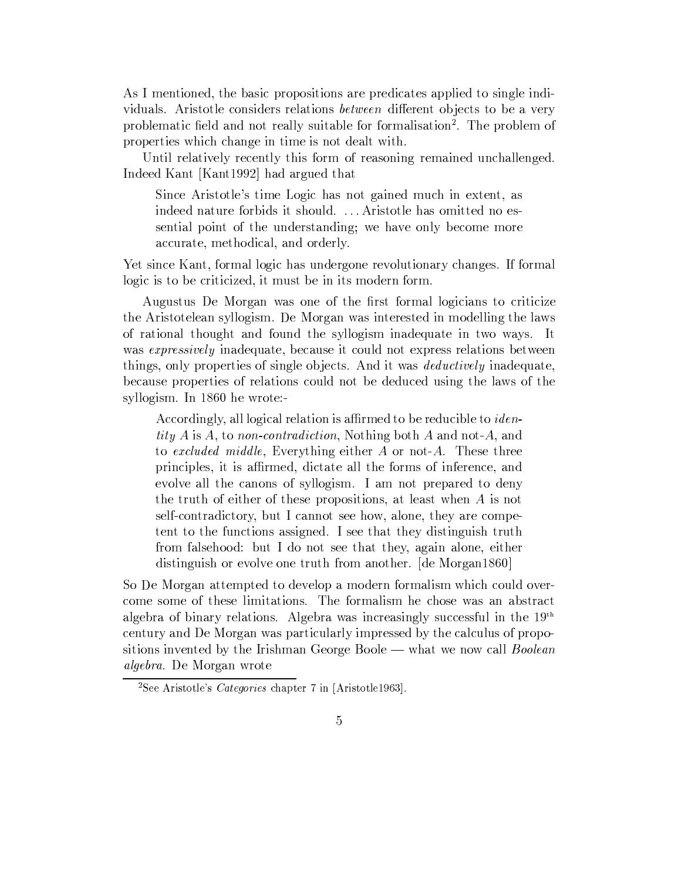As I mentioned, the basic propositions are predicates applied to single individuals. Aristotle considers relations *between* different objects to be a very problematic field and not really suitable for formalisation[2]. The problem of properties which change in time is not dealt with.

Until relatively recently this form of reasoning remained unchallenged. Indeed Kant [Kant1992] had argued that

> Since Aristotle's time Logic has not gained much in extent, as indeed nature forbids it should. ... Aristotle has omitted no essential point of the understanding; we have only become more accurate, methodical, and orderly.

Yet since Kant, formal logic has undergone revolutionary changes. If formal logic is to be criticized, it must be in its modern form.

Augustus De Morgan was one of the first formal logicians to criticize the Aristotelean syllogism. De Morgan was interested in modelling the laws of rational thought and found the syllogism inadequate in two ways. It was *expressively* inadequate, because it could not express relations between things, only properties of single objects. And it was *deductively* inadequate, because properties of relations could not be deduced using the laws of the syllogism. In 1860 he wrote:-

> Accordingly, all logical relation is affirmed to be reducible to *identity* $A$ is $A$, to *non-contradiction*, Nothing both $A$ and not-$A$, and to *excluded middle*, Everything either $A$ or not-$A$. These three principles, it is affirmed, dictate all the forms of inference, and evolve all the canons of syllogism. I am not prepared to deny the truth of either of these propositions, at least when $A$ is not self-contradictory, but I cannot see how, alone, they are competent to the functions assigned. I see that they distinguish truth from falsehood: but I do not see that they, again alone, either distinguish or evolve one truth from another. [de Morgan1860]

So De Morgan attempted to develop a modern formalism which could overcome some of these limitations. The formalism he chose was an abstract algebra of binary relations. Algebra was increasingly successful in the 19th century and De Morgan was particularly impressed by the calculus of propositions invented by the Irishman George Boole — what we now call *Boolean algebra*. De Morgan wrote

[2] See Aristotle's *Categories* chapter 7 in [Aristotle1963].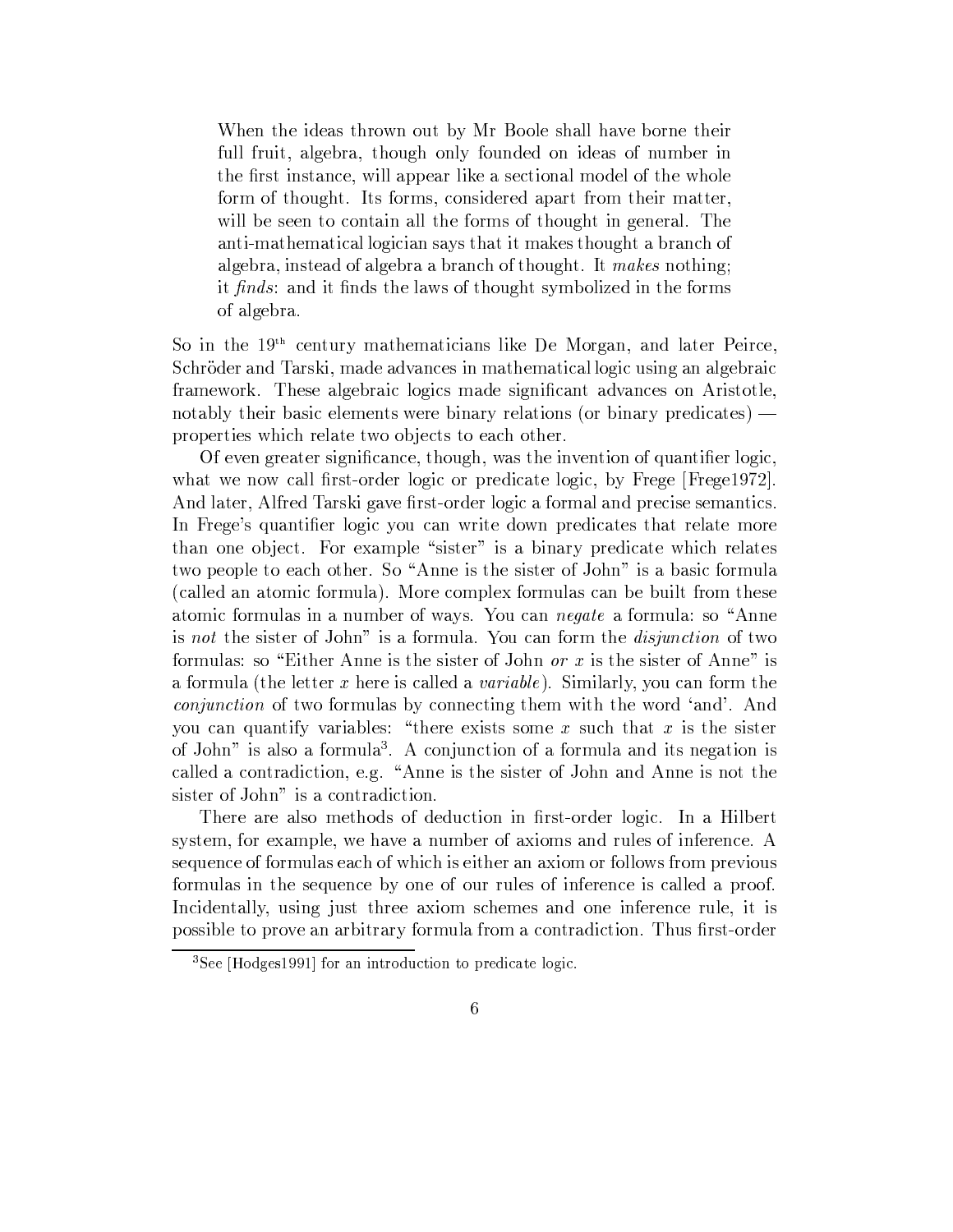> When the ideas thrown out by Mr Boole shall have borne their full fruit, algebra, though only founded on ideas of number in the first instance, will appear like a sectional model of the whole form of thought. Its forms, considered apart from their matter, will be seen to contain all the forms of thought in general. The anti-mathematical logician says that it makes thought a branch of algebra, instead of algebra a branch of thought. It *makes* nothing; it *finds*: and it finds the laws of thought symbolized in the forms of algebra.

So in the $19^{th}$ century mathematicians like De Morgan, and later Peirce, Schröder and Tarski, made advances in mathematical logic using an algebraic framework. These algebraic logics made significant advances on Aristotle, notably their basic elements were binary relations (or binary predicates) — properties which relate two objects to each other.

Of even greater significance, though, was the invention of quantifier logic, what we now call first-order logic or predicate logic, by Frege [Frege1972]. And later, Alfred Tarski gave first-order logic a formal and precise semantics. In Frege's quantifier logic you can write down predicates that relate more than one object. For example "sister" is a binary predicate which relates two people to each other. So "Anne is the sister of John" is a basic formula (called an atomic formula). More complex formulas can be built from these atomic formulas in a number of ways. You can *negate* a formula: so "Anne is *not* the sister of John" is a formula. You can form the *disjunction* of two formulas: so "Either Anne is the sister of John *or* $x$ is the sister of Anne" is a formula (the letter $x$ here is called a *variable*). Similarly, you can form the *conjunction* of two formulas by connecting them with the word 'and'. And you can quantify variables: "there exists some $x$ such that $x$ is the sister of John" is also a formula[3]. A conjunction of a formula and its negation is called a contradiction, e.g. "Anne is the sister of John and Anne is not the sister of John" is a contradiction.

There are also methods of deduction in first-order logic. In a Hilbert system, for example, we have a number of axioms and rules of inference. A sequence of formulas each of which is either an axiom or follows from previous formulas in the sequence by one of our rules of inference is called a proof. Incidentally, using just three axiom schemes and one inference rule, it is possible to prove an arbitrary formula from a contradiction. Thus first-order

[3] See [Hodges1991] for an introduction to predicate logic.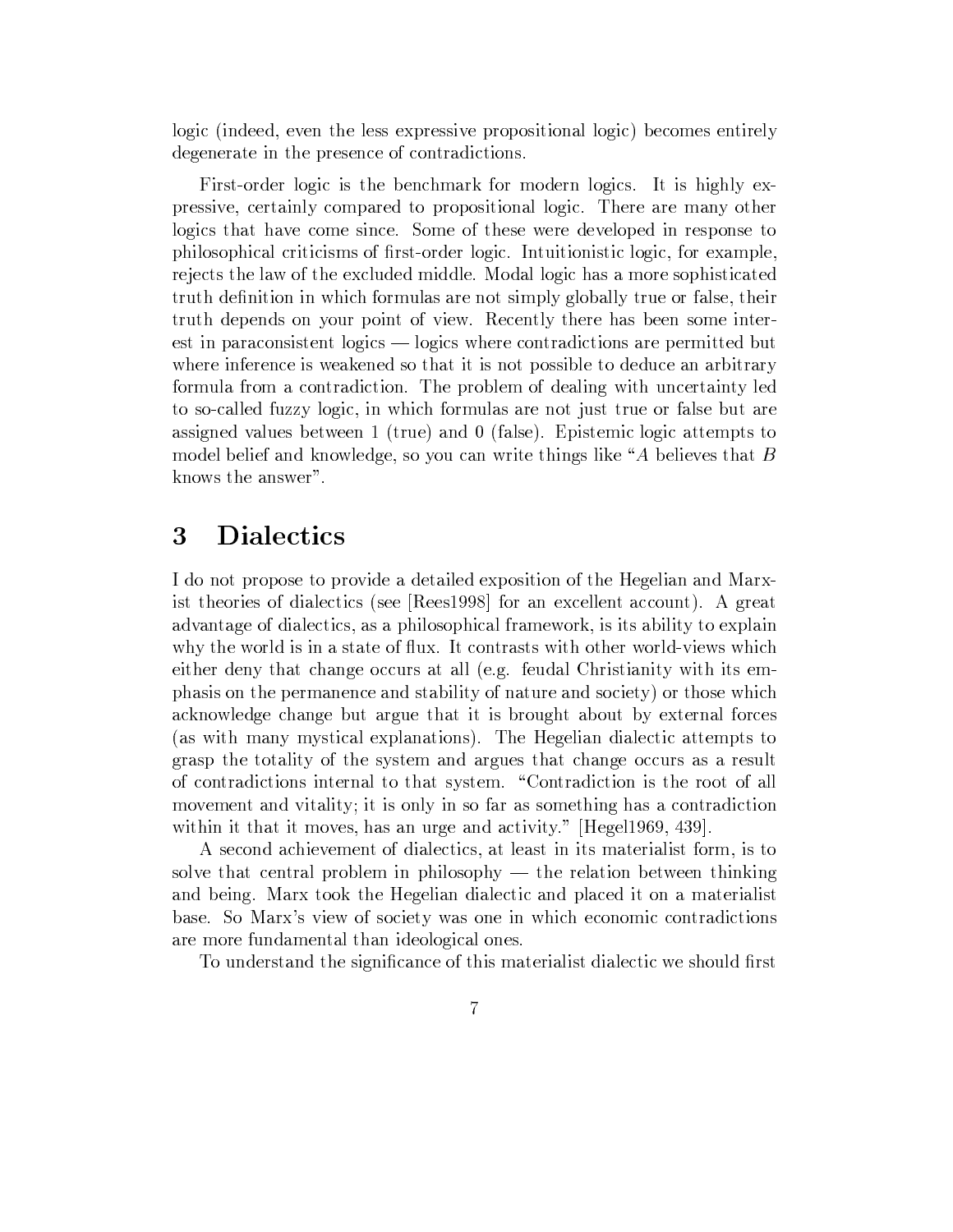logic (indeed, even the less expressive propositional logic) becomes entirely degenerate in the presence of contradictions.

First-order logic is the benchmark for modern logics. It is highly expressive, certainly compared to propositional logic. There are many other logics that have come since. Some of these were developed in response to philosophical criticisms of first-order logic. Intuitionistic logic, for example, rejects the law of the excluded middle. Modal logic has a more sophisticated truth definition in which formulas are not simply globally true or false, their truth depends on your point of view. Recently there has been some interest in paraconsistent logics — logics where contradictions are permitted but where inference is weakened so that it is not possible to deduce an arbitrary formula from a contradiction. The problem of dealing with uncertainty led to so-called fuzzy logic, in which formulas are not just true or false but are assigned values between 1 (true) and 0 (false). Epistemic logic attempts to model belief and knowledge, so you can write things like "$A$ believes that $B$ knows the answer".

## 3 Dialectics

I do not propose to provide a detailed exposition of the Hegelian and Marxist theories of dialectics (see [Rees1998] for an excellent account). A great advantage of dialectics, as a philosophical framework, is its ability to explain why the world is in a state of flux. It contrasts with other world-views which either deny that change occurs at all (e.g. feudal Christianity with its emphasis on the permanence and stability of nature and society) or those which acknowledge change but argue that it is brought about by external forces (as with many mystical explanations). The Hegelian dialectic attempts to grasp the totality of the system and argues that change occurs as a result of contradictions internal to that system. "Contradiction is the root of all movement and vitality; it is only in so far as something has a contradiction within it that it moves, has an urge and activity." [Hegel1969, 439].

A second achievement of dialectics, at least in its materialist form, is to solve that central problem in philosophy — the relation between thinking and being. Marx took the Hegelian dialectic and placed it on a materialist base. So Marx's view of society was one in which economic contradictions are more fundamental than ideological ones.

To understand the significance of this materialist dialectic we should first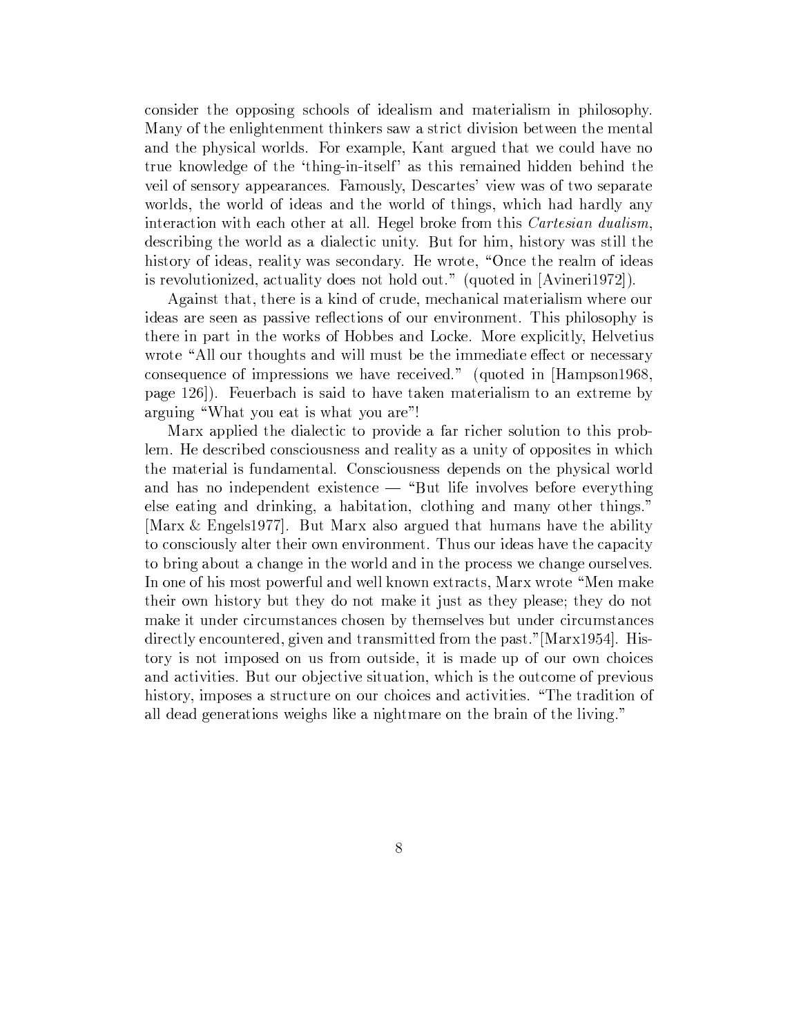consider the opposing schools of idealism and materialism in philosophy. Many of the enlightenment thinkers saw a strict division between the mental and the physical worlds. For example, Kant argued that we could have no true knowledge of the 'thing-in-itself' as this remained hidden behind the veil of sensory appearances. Famously, Descartes' view was of two separate worlds, the world of ideas and the world of things, which had hardly any interaction with each other at all. Hegel broke from this *Cartesian dualism*, describing the world as a dialectic unity. But for him, history was still the history of ideas, reality was secondary. He wrote, "Once the realm of ideas is revolutionized, actuality does not hold out." (quoted in [Avineri1972]).

Against that, there is a kind of crude, mechanical materialism where our ideas are seen as passive reflections of our environment. This philosophy is there in part in the works of Hobbes and Locke. More explicitly, Helvetius wrote "All our thoughts and will must be the immediate effect or necessary consequence of impressions we have received." (quoted in [Hampson1968, page 126]). Feuerbach is said to have taken materialism to an extreme by arguing "What you eat is what you are"!

Marx applied the dialectic to provide a far richer solution to this problem. He described consciousness and reality as a unity of opposites in which the material is fundamental. Consciousness depends on the physical world and has no independent existence — "But life involves before everything else eating and drinking, a habitation, clothing and many other things." [Marx & Engels1977]. But Marx also argued that humans have the ability to consciously alter their own environment. Thus our ideas have the capacity to bring about a change in the world and in the process we change ourselves. In one of his most powerful and well known extracts, Marx wrote "Men make their own history but they do not make it just as they please; they do not make it under circumstances chosen by themselves but under circumstances directly encountered, given and transmitted from the past."[Marx1954]. History is not imposed on us from outside, it is made up of our own choices and activities. But our objective situation, which is the outcome of previous history, imposes a structure on our choices and activities. "The tradition of all dead generations weighs like a nightmare on the brain of the living."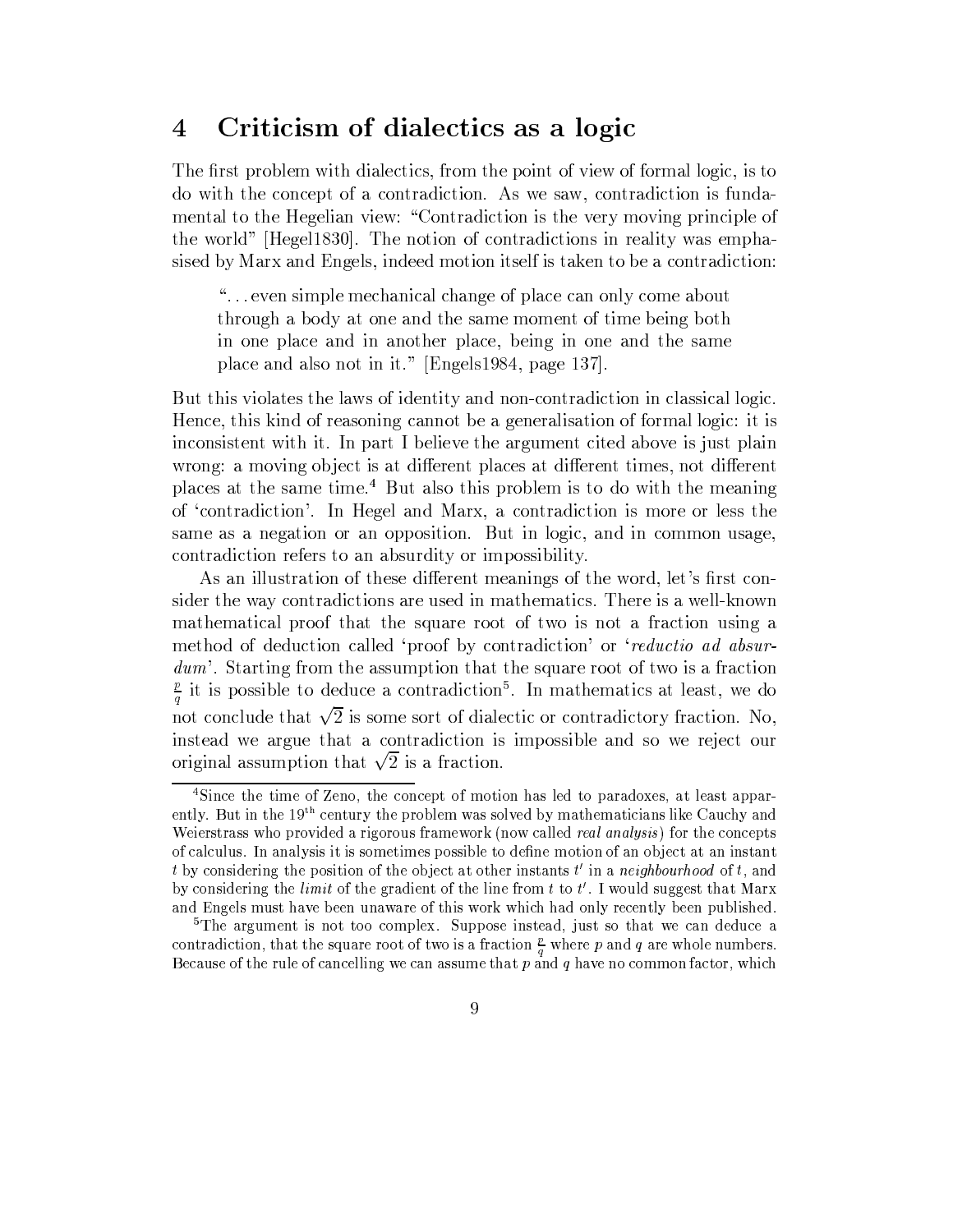## 4 Criticism of dialectics as a logic

The first problem with dialectics, from the point of view of formal logic, is to do with the concept of a contradiction. As we saw, contradiction is fundamental to the Hegelian view: "Contradiction is the very moving principle of the world" [Hegel1830]. The notion of contradictions in reality was emphasised by Marx and Engels, indeed motion itself is taken to be a contradiction:

> "...even simple mechanical change of place can only come about through a body at one and the same moment of time being both in one place and in another place, being in one and the same place and also not in it." [Engels1984, page 137].

But this violates the laws of identity and non-contradiction in classical logic. Hence, this kind of reasoning cannot be a generalisation of formal logic: it is inconsistent with it. In part I believe the argument cited above is just plain wrong: a moving object is at different places at different times, not different places at the same time.[4] But also this problem is to do with the meaning of 'contradiction'. In Hegel and Marx, a contradiction is more or less the same as a negation or an opposition. But in logic, and in common usage, contradiction refers to an absurdity or impossibility.

As an illustration of these different meanings of the word, let's first consider the way contradictions are used in mathematics. There is a well-known mathematical proof that the square root of two is not a fraction using a method of deduction called 'proof by contradiction' or '*reductio ad absurdum*'. Starting from the assumption that the square root of two is a fraction $\frac{p}{q}$ it is possible to deduce a contradiction[5]. In mathematics at least, we do not conclude that $\sqrt{2}$ is some sort of dialectic or contradictory fraction. No, instead we argue that a contradiction is impossible and so we reject our original assumption that $\sqrt{2}$ is a fraction.

---

[4] Since the time of Zeno, the concept of motion has led to paradoxes, at least apparently. But in the 19th century the problem was solved by mathematicians like Cauchy and Weierstrass who provided a rigorous framework (now called *real analysis*) for the concepts of calculus. In analysis it is sometimes possible to define motion of an object at an instant $t$ by considering the position of the object at other instants $t'$ in a *neighbourhood* of $t$, and by considering the *limit* of the gradient of the line from $t$ to $t'$. I would suggest that Marx and Engels must have been unaware of this work which had only recently been published.

[5] The argument is not too complex. Suppose instead, just so that we can deduce a contradiction, that the square root of two is a fraction $\frac{p}{q}$ where $p$ and $q$ are whole numbers. Because of the rule of cancelling we can assume that $p$ and $q$ have no common factor, which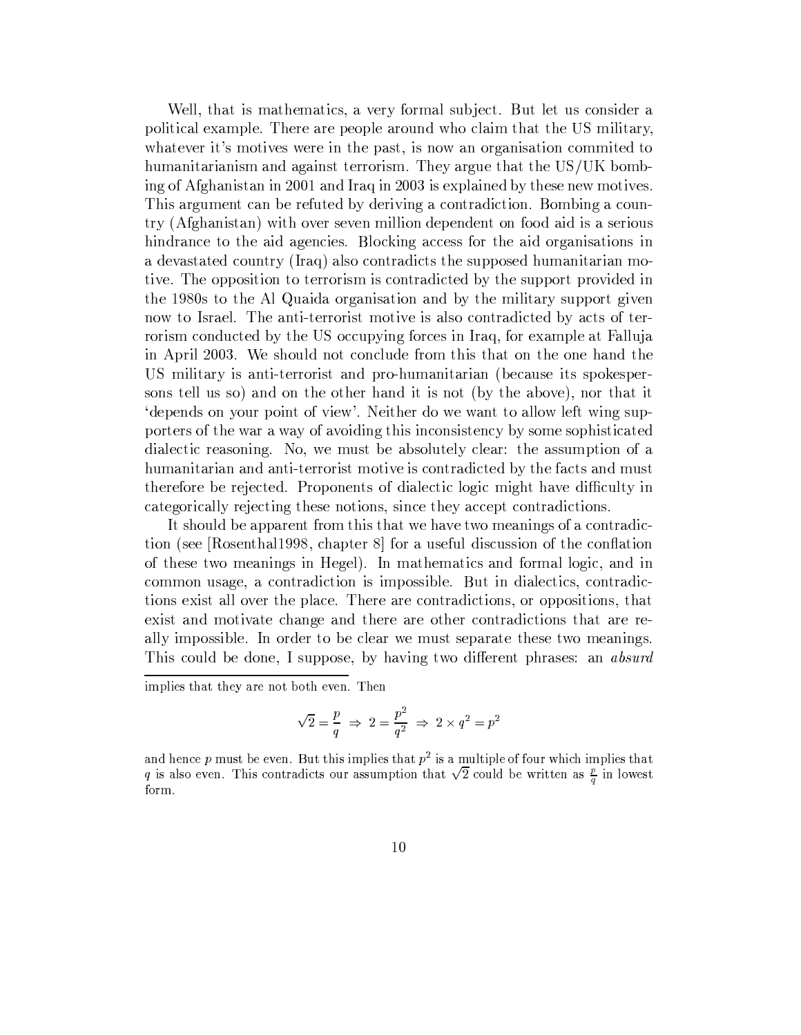Well, that is mathematics, a very formal subject. But let us consider a political example. There are people around who claim that the US military, whatever it's motives were in the past, is now an organisation commited to humanitarianism and against terrorism. They argue that the US/UK bombing of Afghanistan in 2001 and Iraq in 2003 is explained by these new motives. This argument can be refuted by deriving a contradiction. Bombing a country (Afghanistan) with over seven million dependent on food aid is a serious hindrance to the aid agencies. Blocking access for the aid organisations in a devastated country (Iraq) also contradicts the supposed humanitarian motive. The opposition to terrorism is contradicted by the support provided in the 1980s to the Al Quaida organisation and by the military support given now to Israel. The anti-terrorist motive is also contradicted by acts of terrorism conducted by the US occupying forces in Iraq, for example at Falluja in April 2003. We should not conclude from this that on the one hand the US military is anti-terrorist and pro-humanitarian (because its spokespersons tell us so) and on the other hand it is not (by the above), nor that it 'depends on your point of view'. Neither do we want to allow left wing supporters of the war a way of avoiding this inconsistency by some sophisticated dialectic reasoning. No, we must be absolutely clear: the assumption of a humanitarian and anti-terrorist motive is contradicted by the facts and must therefore be rejected. Proponents of dialectic logic might have difficulty in categorically rejecting these notions, since they accept contradictions.

It should be apparent from this that we have two meanings of a contradiction (see [Rosenthal1998, chapter 8] for a useful discussion of the conflation of these two meanings in Hegel). In mathematics and formal logic, and in common usage, a contradiction is impossible. But in dialectics, contradictions exist all over the place. There are contradictions, or oppositions, that exist and motivate change and there are other contradictions that are really impossible. In order to be clear we must separate these two meanings. This could be done, I suppose, by having two different phrases: an *absurd*

---

implies that they are not both even. Then

$$\sqrt{2} = \frac{p}{q} \;\Rightarrow\; 2 = \frac{p^2}{q^2} \;\Rightarrow\; 2 \times q^2 = p^2$$

and hence $p$ must be even. But this implies that $p^2$ is a multiple of four which implies that $q$ is also even. This contradicts our assumption that $\sqrt{2}$ could be written as $\frac{p}{q}$ in lowest form.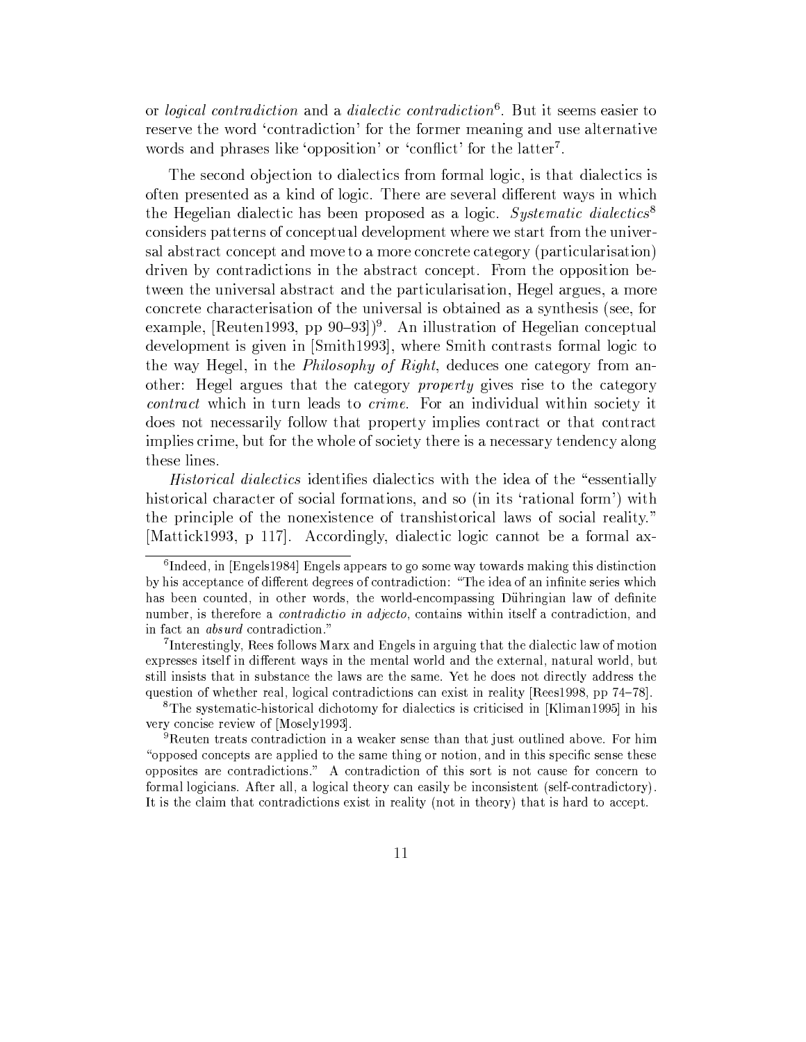or *logical contradiction* and a *dialectic contradiction*[6]. But it seems easier to reserve the word 'contradiction' for the former meaning and use alternative words and phrases like 'opposition' or 'conflict' for the latter[7].

The second objection to dialectics from formal logic, is that dialectics is often presented as a kind of logic. There are several different ways in which the Hegelian dialectic has been proposed as a logic. *Systematic dialectics*[8] considers patterns of conceptual development where we start from the universal abstract concept and move to a more concrete category (particularisation) driven by contradictions in the abstract concept. From the opposition between the universal abstract and the particularisation, Hegel argues, a more concrete characterisation of the universal is obtained as a synthesis (see, for example, [Reuten1993, pp 90–93])[9]. An illustration of Hegelian conceptual development is given in [Smith1993], where Smith contrasts formal logic to the way Hegel, in the *Philosophy of Right*, deduces one category from another: Hegel argues that the category *property* gives rise to the category *contract* which in turn leads to *crime*. For an individual within society it does not necessarily follow that property implies contract or that contract implies crime, but for the whole of society there is a necessary tendency along these lines.

*Historical dialectics* identifies dialectics with the idea of the "essentially historical character of social formations, and so (in its 'rational form') with the principle of the nonexistence of transhistorical laws of social reality." [Mattick1993, p 117]. Accordingly, dialectic logic cannot be a formal ax-

[6] Indeed, in [Engels1984] Engels appears to go some way towards making this distinction by his acceptance of different degrees of contradiction: "The idea of an infinite series which has been counted, in other words, the world-encompassing Dühringian law of definite number, is therefore a *contradictio in adjecto*, contains within itself a contradiction, and in fact an *absurd* contradiction."

[7] Interestingly, Rees follows Marx and Engels in arguing that the dialectic law of motion expresses itself in different ways in the mental world and the external, natural world, but still insists that in substance the laws are the same. Yet he does not directly address the question of whether real, logical contradictions can exist in reality [Rees1998, pp 74–78].

[8] The systematic-historical dichotomy for dialectics is criticised in [Kliman1995] in his very concise review of [Mosely1993].

[9] Reuten treats contradiction in a weaker sense than that just outlined above. For him "opposed concepts are applied to the same thing or notion, and in this specific sense these opposites are contradictions." A contradiction of this sort is not cause for concern to formal logicians. After all, a logical theory can easily be inconsistent (self-contradictory). It is the claim that contradictions exist in reality (not in theory) that is hard to accept.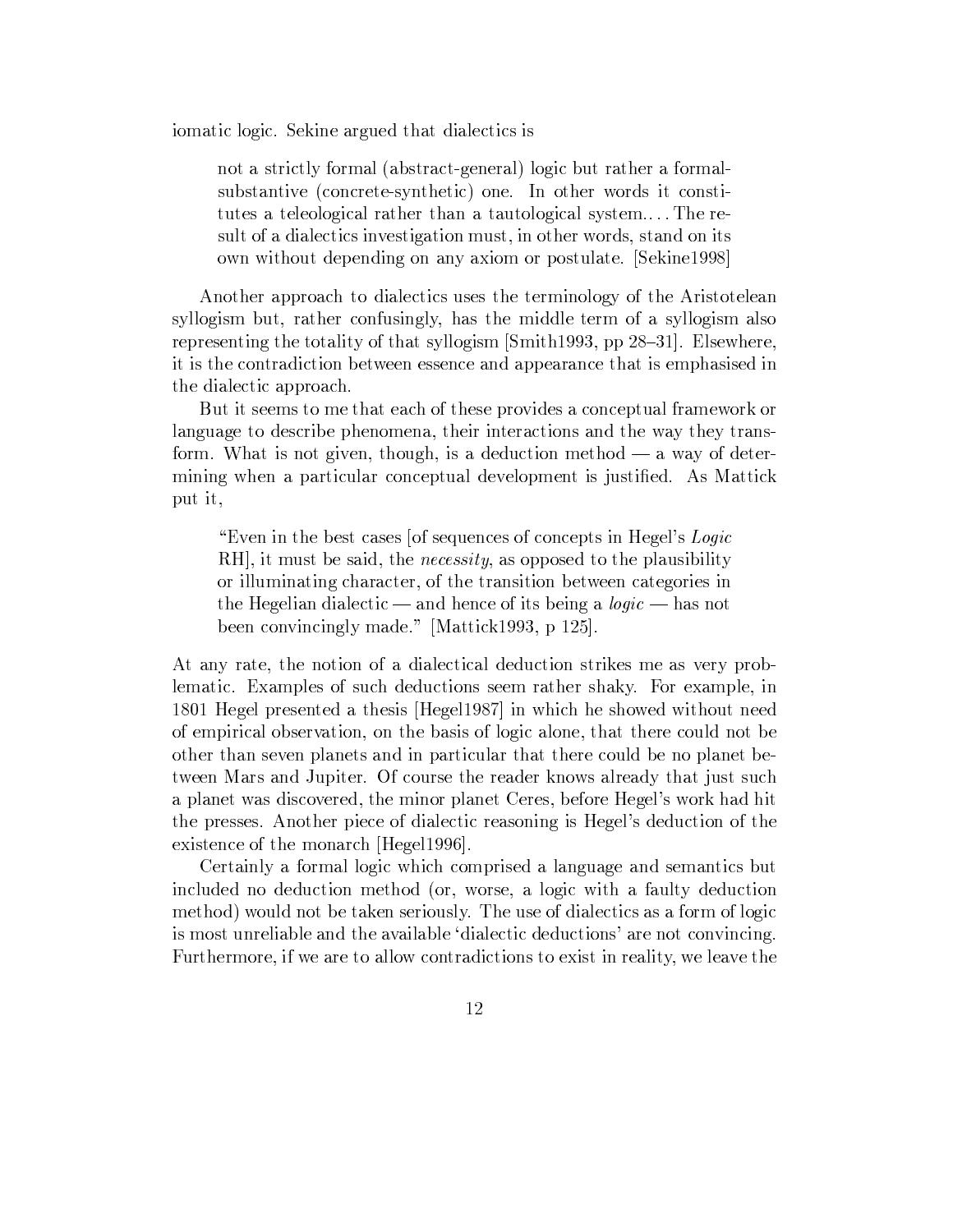iomatic logic. Sekine argued that dialectics is

> not a strictly formal (abstract-general) logic but rather a formal-substantive (concrete-synthetic) one. In other words it constitutes a teleological rather than a tautological system.... The result of a dialectics investigation must, in other words, stand on its own without depending on any axiom or postulate. [Sekine1998]

Another approach to dialectics uses the terminology of the Aristotelean syllogism but, rather confusingly, has the middle term of a syllogism also representing the totality of that syllogism [Smith1993, pp 28–31]. Elsewhere, it is the contradiction between essence and appearance that is emphasised in the dialectic approach.

But it seems to me that each of these provides a conceptual framework or language to describe phenomena, their interactions and the way they transform. What is not given, though, is a deduction method — a way of determining when a particular conceptual development is justified. As Mattick put it,

> "Even in the best cases [of sequences of concepts in Hegel's *Logic* RH], it must be said, the *necessity*, as opposed to the plausibility or illuminating character, of the transition between categories in the Hegelian dialectic — and hence of its being a *logic* — has not been convincingly made." [Mattick1993, p 125].

At any rate, the notion of a dialectical deduction strikes me as very problematic. Examples of such deductions seem rather shaky. For example, in 1801 Hegel presented a thesis [Hegel1987] in which he showed without need of empirical observation, on the basis of logic alone, that there could not be other than seven planets and in particular that there could be no planet between Mars and Jupiter. Of course the reader knows already that just such a planet was discovered, the minor planet Ceres, before Hegel's work had hit the presses. Another piece of dialectic reasoning is Hegel's deduction of the existence of the monarch [Hegel1996].

Certainly a formal logic which comprised a language and semantics but included no deduction method (or, worse, a logic with a faulty deduction method) would not be taken seriously. The use of dialectics as a form of logic is most unreliable and the available 'dialectic deductions' are not convincing. Furthermore, if we are to allow contradictions to exist in reality, we leave the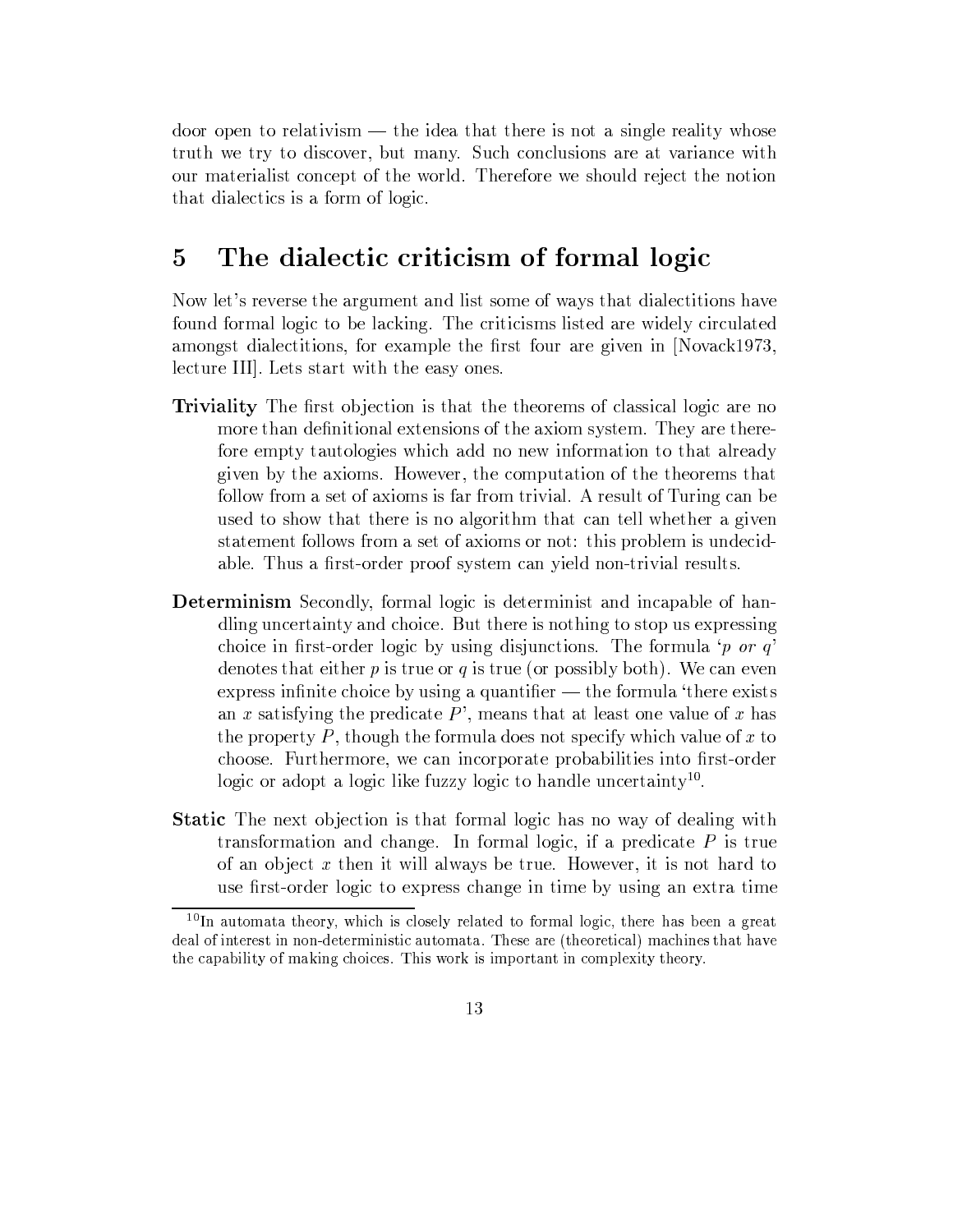door open to relativism — the idea that there is not a single reality whose truth we try to discover, but many. Such conclusions are at variance with our materialist concept of the world. Therefore we should reject the notion that dialectics is a form of logic.

## 5 The dialectic criticism of formal logic

Now let's reverse the argument and list some of ways that dialectitions have found formal logic to be lacking. The criticisms listed are widely circulated amongst dialectitions, for example the first four are given in [Novack1973, lecture III]. Lets start with the easy ones.

**Triviality** The first objection is that the theorems of classical logic are no more than definitional extensions of the axiom system. They are therefore empty tautologies which add no new information to that already given by the axioms. However, the computation of the theorems that follow from a set of axioms is far from trivial. A result of Turing can be used to show that there is no algorithm that can tell whether a given statement follows from a set of axioms or not: this problem is undecidable. Thus a first-order proof system can yield non-trivial results.

**Determinism** Secondly, formal logic is determinist and incapable of handling uncertainty and choice. But there is nothing to stop us expressing choice in first-order logic by using disjunctions. The formula '*p or q*' denotes that either $p$ is true or $q$ is true (or possibly both). We can even express infinite choice by using a quantifier — the formula 'there exists an $x$ satisfying the predicate $P$', means that at least one value of $x$ has the property $P$, though the formula does not specify which value of $x$ to choose. Furthermore, we can incorporate probabilities into first-order logic or adopt a logic like fuzzy logic to handle uncertainty[10].

**Static** The next objection is that formal logic has no way of dealing with transformation and change. In formal logic, if a predicate $P$ is true of an object $x$ then it will always be true. However, it is not hard to use first-order logic to express change in time by using an extra time

[10] In automata theory, which is closely related to formal logic, there has been a great deal of interest in non-deterministic automata. These are (theoretical) machines that have the capability of making choices. This work is important in complexity theory.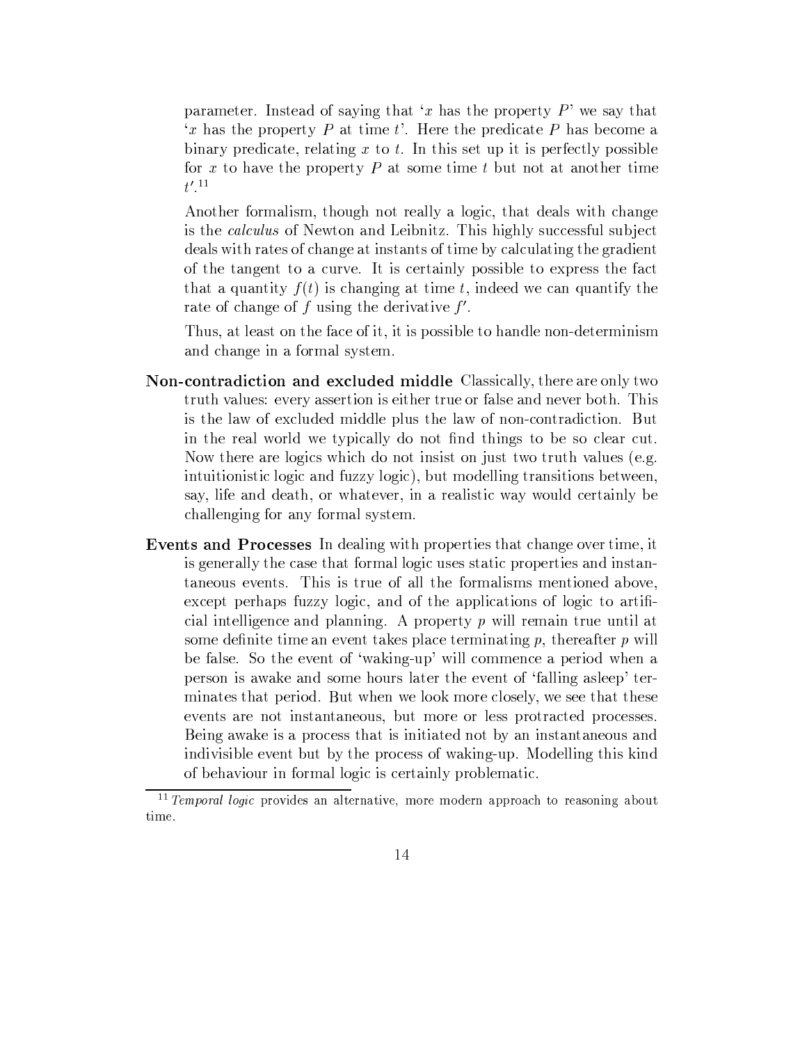parameter. Instead of saying that '$x$ has the property $P$' we say that '$x$ has the property $P$ at time $t$'. Here the predicate $P$ has become a binary predicate, relating $x$ to $t$. In this set up it is perfectly possible for $x$ to have the property $P$ at some time $t$ but not at another time $t'$.[11]

Another formalism, though not really a logic, that deals with change is the *calculus* of Newton and Leibnitz. This highly successful subject deals with rates of change at instants of time by calculating the gradient of the tangent to a curve. It is certainly possible to express the fact that a quantity $f(t)$ is changing at time $t$, indeed we can quantify the rate of change of $f$ using the derivative $f'$.

Thus, at least on the face of it, it is possible to handle non-determinism and change in a formal system.

**Non-contradiction and excluded middle** Classically, there are only two truth values: every assertion is either true or false and never both. This is the law of excluded middle plus the law of non-contradiction. But in the real world we typically do not find things to be so clear cut. Now there are logics which do not insist on just two truth values (e.g. intuitionistic logic and fuzzy logic), but modelling transitions between, say, life and death, or whatever, in a realistic way would certainly be challenging for any formal system.

**Events and Processes** In dealing with properties that change over time, it is generally the case that formal logic uses static properties and instantaneous events. This is true of all the formalisms mentioned above, except perhaps fuzzy logic, and of the applications of logic to artificial intelligence and planning. A property $p$ will remain true until at some definite time an event takes place terminating $p$, thereafter $p$ will be false. So the event of 'waking-up' will commence a period when a person is awake and some hours later the event of 'falling asleep' terminates that period. But when we look more closely, we see that these events are not instantaneous, but more or less protracted processes. Being awake is a process that is initiated not by an instantaneous and indivisible event but by the process of waking-up. Modelling this kind of behaviour in formal logic is certainly problematic.

[11] *Temporal logic* provides an alternative, more modern approach to reasoning about time.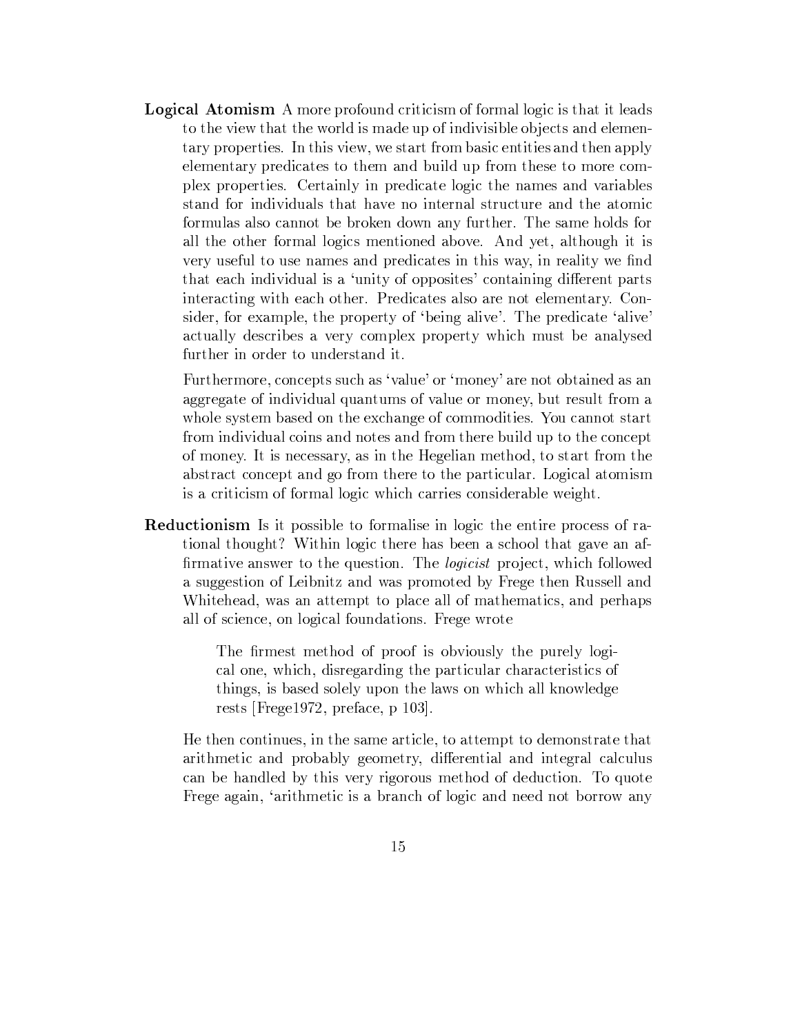**Logical Atomism** A more profound criticism of formal logic is that it leads to the view that the world is made up of indivisible objects and elementary properties. In this view, we start from basic entities and then apply elementary predicates to them and build up from these to more complex properties. Certainly in predicate logic the names and variables stand for individuals that have no internal structure and the atomic formulas also cannot be broken down any further. The same holds for all the other formal logics mentioned above. And yet, although it is very useful to use names and predicates in this way, in reality we find that each individual is a 'unity of opposites' containing different parts interacting with each other. Predicates also are not elementary. Consider, for example, the property of 'being alive'. The predicate 'alive' actually describes a very complex property which must be analysed further in order to understand it.

Furthermore, concepts such as 'value' or 'money' are not obtained as an aggregate of individual quantums of value or money, but result from a whole system based on the exchange of commodities. You cannot start from individual coins and notes and from there build up to the concept of money. It is necessary, as in the Hegelian method, to start from the abstract concept and go from there to the particular. Logical atomism is a criticism of formal logic which carries considerable weight.

**Reductionism** Is it possible to formalise in logic the entire process of rational thought? Within logic there has been a school that gave an affirmative answer to the question. The *logicist* project, which followed a suggestion of Leibnitz and was promoted by Frege then Russell and Whitehead, was an attempt to place all of mathematics, and perhaps all of science, on logical foundations. Frege wrote

> The firmest method of proof is obviously the purely logical one, which, disregarding the particular characteristics of things, is based solely upon the laws on which all knowledge rests [Frege1972, preface, p 103].

He then continues, in the same article, to attempt to demonstrate that arithmetic and probably geometry, differential and integral calculus can be handled by this very rigorous method of deduction. To quote Frege again, 'arithmetic is a branch of logic and need not borrow any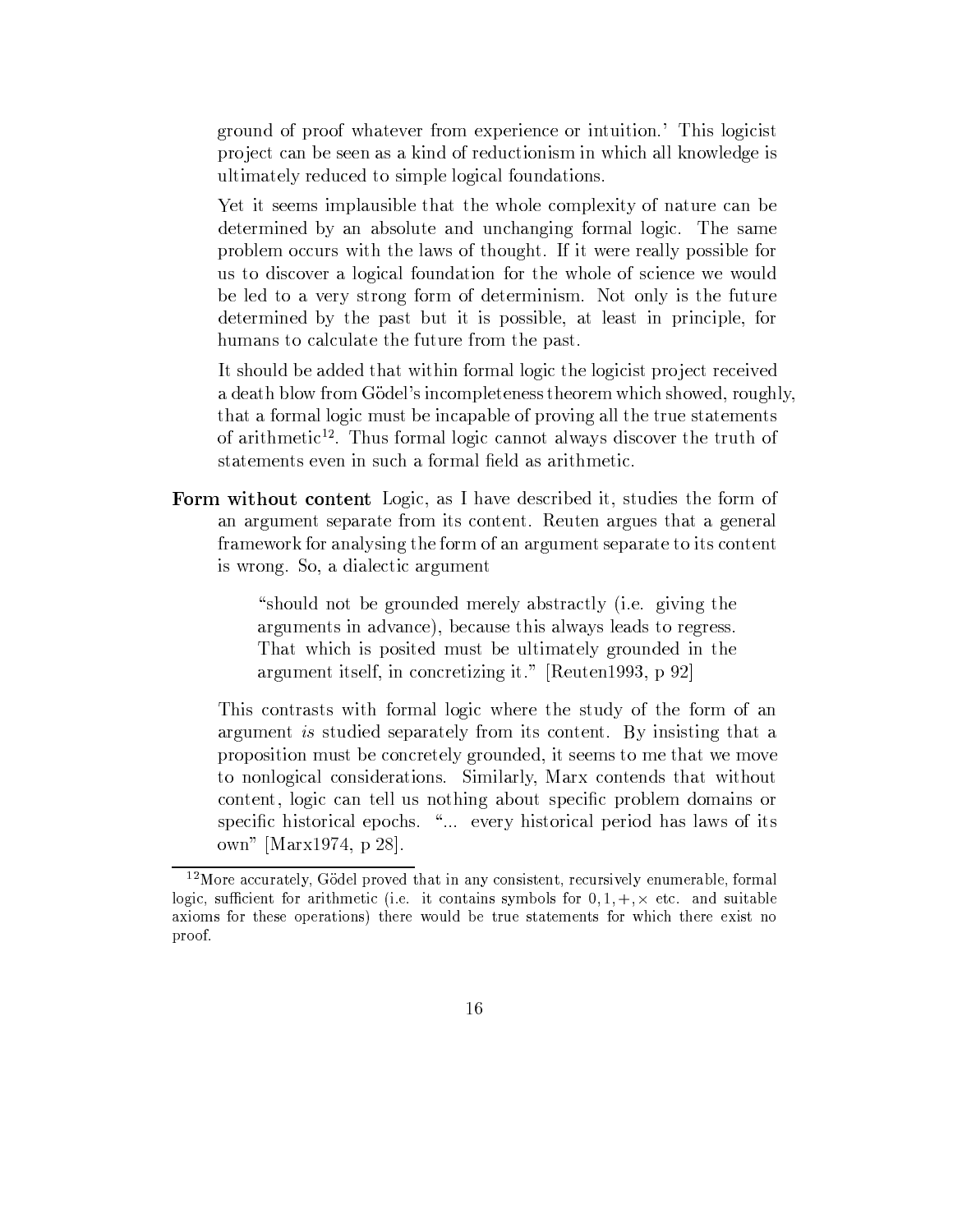ground of proof whatever from experience or intuition.' This logicist project can be seen as a kind of reductionism in which all knowledge is ultimately reduced to simple logical foundations.

Yet it seems implausible that the whole complexity of nature can be determined by an absolute and unchanging formal logic. The same problem occurs with the laws of thought. If it were really possible for us to discover a logical foundation for the whole of science we would be led to a very strong form of determinism. Not only is the future determined by the past but it is possible, at least in principle, for humans to calculate the future from the past.

It should be added that within formal logic the logicist project received a death blow from Gödel's incompleteness theorem which showed, roughly, that a formal logic must be incapable of proving all the true statements of arithmetic[12]. Thus formal logic cannot always discover the truth of statements even in such a formal field as arithmetic.

**Form without content** Logic, as I have described it, studies the form of an argument separate from its content. Reuten argues that a general framework for analysing the form of an argument separate to its content is wrong. So, a dialectic argument

> "should not be grounded merely abstractly (i.e. giving the arguments in advance), because this always leads to regress. That which is posited must be ultimately grounded in the argument itself, in concretizing it." [Reuten1993, p 92]

This contrasts with formal logic where the study of the form of an argument *is* studied separately from its content. By insisting that a proposition must be concretely grounded, it seems to me that we move to nonlogical considerations. Similarly, Marx contends that without content, logic can tell us nothing about specific problem domains or specific historical epochs. "... every historical period has laws of its own" [Marx1974, p 28].

---

[12] More accurately, Gödel proved that in any consistent, recursively enumerable, formal logic, sufficient for arithmetic (i.e. it contains symbols for $0, 1, +, \times$ etc. and suitable axioms for these operations) there would be true statements for which there exist no proof.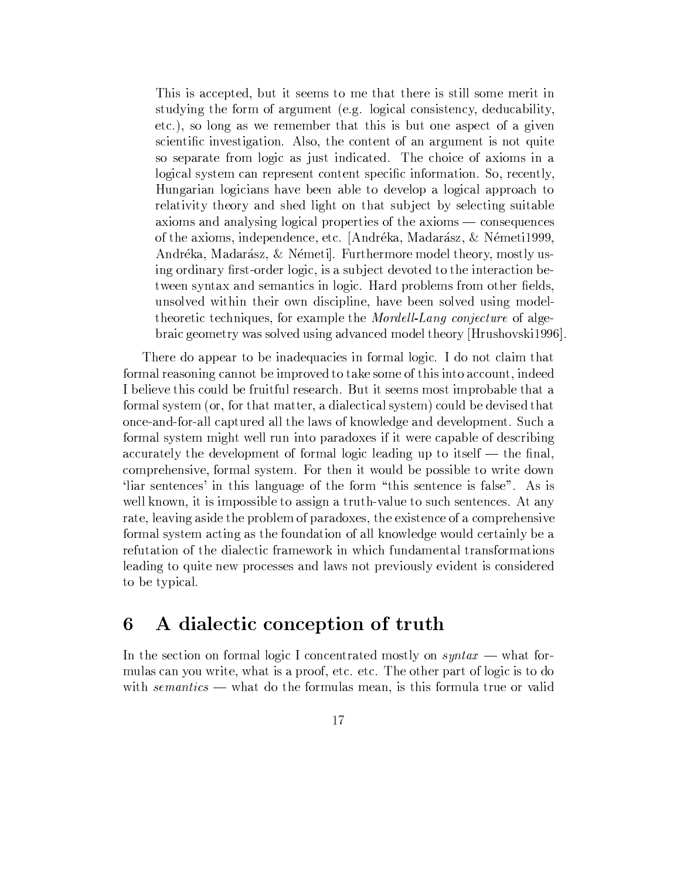> This is accepted, but it seems to me that there is still some merit in studying the form of argument (e.g. logical consistency, deducability, etc.), so long as we remember that this is but one aspect of a given scientific investigation. Also, the content of an argument is not quite so separate from logic as just indicated. The choice of axioms in a logical system can represent content specific information. So, recently, Hungarian logicians have been able to develop a logical approach to relativity theory and shed light on that subject by selecting suitable axioms and analysing logical properties of the axioms — consequences of the axioms, independence, etc. [Andréka, Madarász, & Németi1999, Andréka, Madarász, & Németi]. Furthermore model theory, mostly using ordinary first-order logic, is a subject devoted to the interaction between syntax and semantics in logic. Hard problems from other fields, unsolved within their own discipline, have been solved using model-theoretic techniques, for example the *Mordell-Lang conjecture* of algebraic geometry was solved using advanced model theory [Hrushovski1996].

There do appear to be inadequacies in formal logic. I do not claim that formal reasoning cannot be improved to take some of this into account, indeed I believe this could be fruitful research. But it seems most improbable that a formal system (or, for that matter, a dialectical system) could be devised that once-and-for-all captured all the laws of knowledge and development. Such a formal system might well run into paradoxes if it were capable of describing accurately the development of formal logic leading up to itself — the final, comprehensive, formal system. For then it would be possible to write down 'liar sentences' in this language of the form "this sentence is false". As is well known, it is impossible to assign a truth-value to such sentences. At any rate, leaving aside the problem of paradoxes, the existence of a comprehensive formal system acting as the foundation of all knowledge would certainly be a refutation of the dialectic framework in which fundamental transformations leading to quite new processes and laws not previously evident is considered to be typical.

## 6 A dialectic conception of truth

In the section on formal logic I concentrated mostly on *syntax* — what formulas can you write, what is a proof, etc. etc. The other part of logic is to do with *semantics* — what do the formulas mean, is this formula true or valid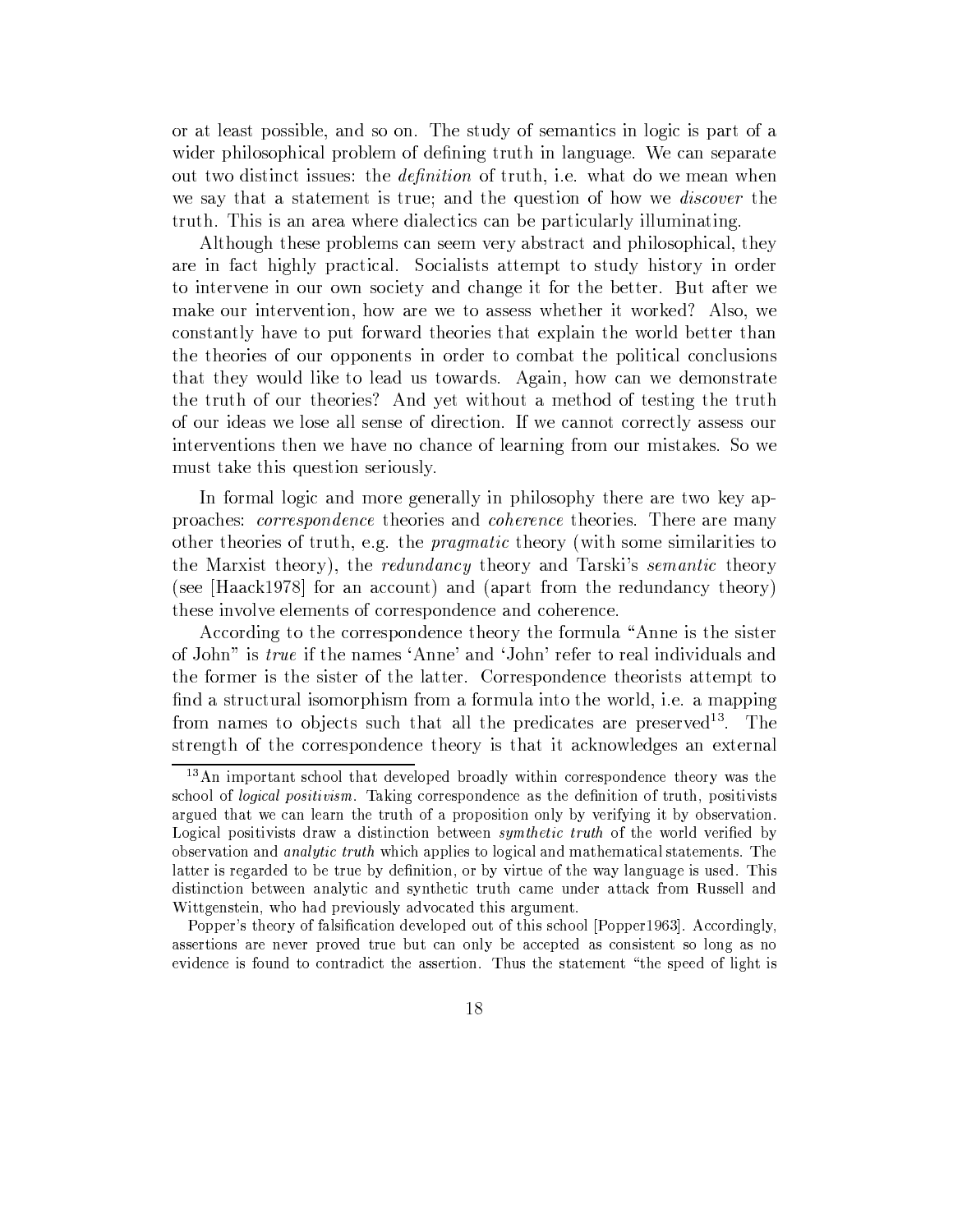or at least possible, and so on. The study of semantics in logic is part of a wider philosophical problem of defining truth in language. We can separate out two distinct issues: the *definition* of truth, i.e. what do we mean when we say that a statement is true; and the question of how we *discover* the truth. This is an area where dialectics can be particularly illuminating.

Although these problems can seem very abstract and philosophical, they are in fact highly practical. Socialists attempt to study history in order to intervene in our own society and change it for the better. But after we make our intervention, how are we to assess whether it worked? Also, we constantly have to put forward theories that explain the world better than the theories of our opponents in order to combat the political conclusions that they would like to lead us towards. Again, how can we demonstrate the truth of our theories? And yet without a method of testing the truth of our ideas we lose all sense of direction. If we cannot correctly assess our interventions then we have no chance of learning from our mistakes. So we must take this question seriously.

In formal logic and more generally in philosophy there are two key approaches: *correspondence* theories and *coherence* theories. There are many other theories of truth, e.g. the *pragmatic* theory (with some similarities to the Marxist theory), the *redundancy* theory and Tarski's *semantic* theory (see [Haack1978] for an account) and (apart from the redundancy theory) these involve elements of correspondence and coherence.

According to the correspondence theory the formula "Anne is the sister of John" is *true* if the names 'Anne' and 'John' refer to real individuals and the former is the sister of the latter. Correspondence theorists attempt to find a structural isomorphism from a formula into the world, i.e. a mapping from names to objects such that all the predicates are preserved[13]. The strength of the correspondence theory is that it acknowledges an external

[13] An important school that developed broadly within correspondence theory was the school of *logical positivism*. Taking correspondence as the definition of truth, positivists argued that we can learn the truth of a proposition only by verifying it by observation. Logical positivists draw a distinction between *symthetic truth* of the world verified by observation and *analytic truth* which applies to logical and mathematical statements. The latter is regarded to be true by definition, or by virtue of the way language is used. This distinction between analytic and synthetic truth came under attack from Russell and Wittgenstein, who had previously advocated this argument.

Popper's theory of falsification developed out of this school [Popper1963]. Accordingly, assertions are never proved true but can only be accepted as consistent so long as no evidence is found to contradict the assertion. Thus the statement "the speed of light is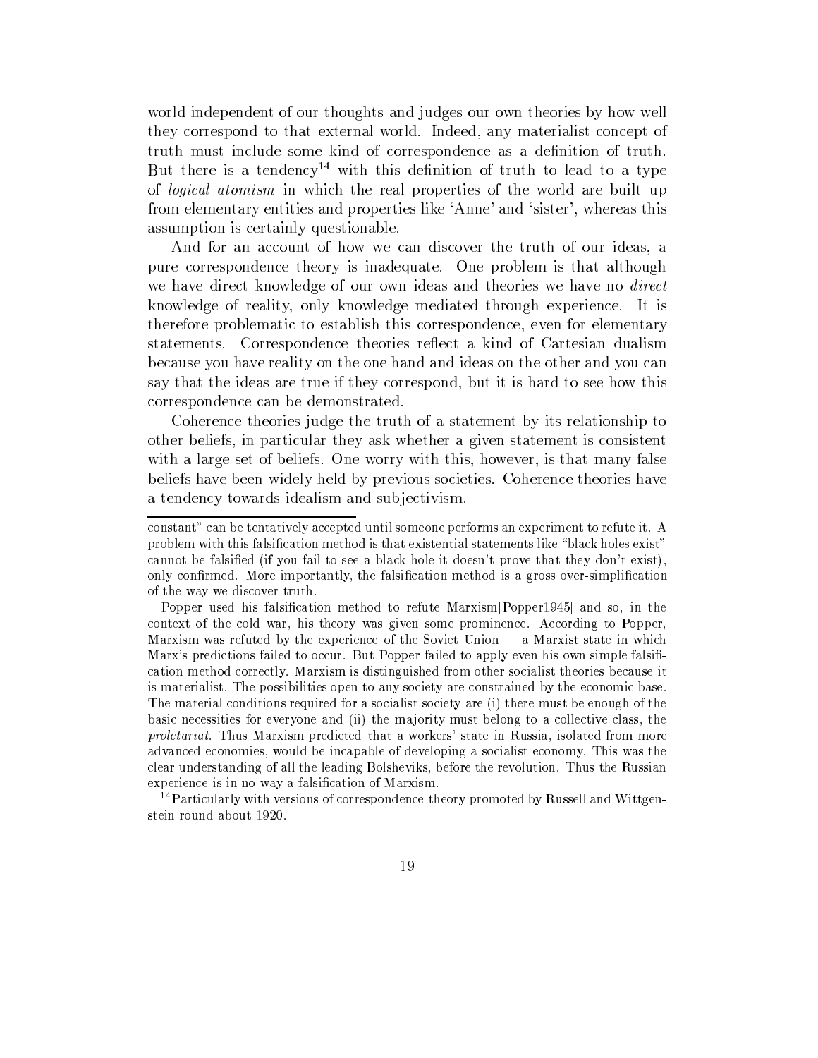world independent of our thoughts and judges our own theories by how well they correspond to that external world. Indeed, any materialist concept of truth must include some kind of correspondence as a definition of truth. But there is a tendency[14] with this definition of truth to lead to a type of *logical atomism* in which the real properties of the world are built up from elementary entities and properties like 'Anne' and 'sister', whereas this assumption is certainly questionable.

And for an account of how we can discover the truth of our ideas, a pure correspondence theory is inadequate. One problem is that although we have direct knowledge of our own ideas and theories we have no *direct* knowledge of reality, only knowledge mediated through experience. It is therefore problematic to establish this correspondence, even for elementary statements. Correspondence theories reflect a kind of Cartesian dualism because you have reality on the one hand and ideas on the other and you can say that the ideas are true if they correspond, but it is hard to see how this correspondence can be demonstrated.

Coherence theories judge the truth of a statement by its relationship to other beliefs, in particular they ask whether a given statement is consistent with a large set of beliefs. One worry with this, however, is that many false beliefs have been widely held by previous societies. Coherence theories have a tendency towards idealism and subjectivism.

---

constant" can be tentatively accepted until someone performs an experiment to refute it. A problem with this falsification method is that existential statements like "black holes exist" cannot be falsified (if you fail to see a black hole it doesn't prove that they don't exist), only confirmed. More importantly, the falsification method is a gross over-simplification of the way we discover truth.

Popper used his falsification method to refute Marxism[Popper1945] and so, in the context of the cold war, his theory was given some prominence. According to Popper, Marxism was refuted by the experience of the Soviet Union — a Marxist state in which Marx's predictions failed to occur. But Popper failed to apply even his own simple falsification method correctly. Marxism is distinguished from other socialist theories because it is materialist. The possibilities open to any society are constrained by the economic base. The material conditions required for a socialist society are (i) there must be enough of the basic necessities for everyone and (ii) the majority must belong to a collective class, the *proletariat*. Thus Marxism predicted that a workers' state in Russia, isolated from more advanced economies, would be incapable of developing a socialist economy. This was the clear understanding of all the leading Bolsheviks, before the revolution. Thus the Russian experience is in no way a falsification of Marxism.

[14] Particularly with versions of correspondence theory promoted by Russell and Wittgenstein round about 1920.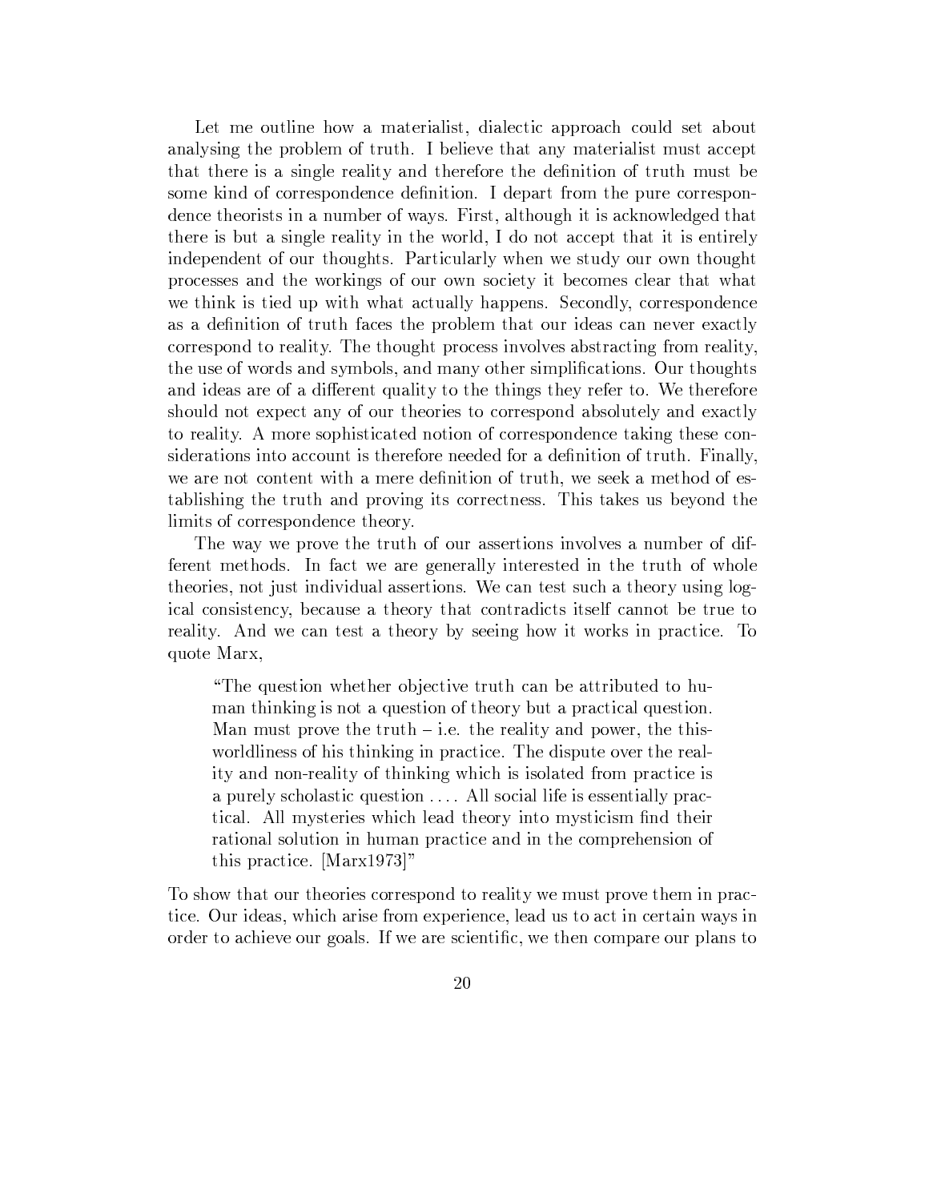Let me outline how a materialist, dialectic approach could set about analysing the problem of truth. I believe that any materialist must accept that there is a single reality and therefore the definition of truth must be some kind of correspondence definition. I depart from the pure correspondence theorists in a number of ways. First, although it is acknowledged that there is but a single reality in the world, I do not accept that it is entirely independent of our thoughts. Particularly when we study our own thought processes and the workings of our own society it becomes clear that what we think is tied up with what actually happens. Secondly, correspondence as a definition of truth faces the problem that our ideas can never exactly correspond to reality. The thought process involves abstracting from reality, the use of words and symbols, and many other simplifications. Our thoughts and ideas are of a different quality to the things they refer to. We therefore should not expect any of our theories to correspond absolutely and exactly to reality. A more sophisticated notion of correspondence taking these considerations into account is therefore needed for a definition of truth. Finally, we are not content with a mere definition of truth, we seek a method of establishing the truth and proving its correctness. This takes us beyond the limits of correspondence theory.

The way we prove the truth of our assertions involves a number of different methods. In fact we are generally interested in the truth of whole theories, not just individual assertions. We can test such a theory using logical consistency, because a theory that contradicts itself cannot be true to reality. And we can test a theory by seeing how it works in practice. To quote Marx,

> "The question whether objective truth can be attributed to human thinking is not a question of theory but a practical question. Man must prove the truth – i.e. the reality and power, the this-worldliness of his thinking in practice. The dispute over the reality and non-reality of thinking which is isolated from practice is a purely scholastic question .... All social life is essentially practical. All mysteries which lead theory into mysticism find their rational solution in human practice and in the comprehension of this practice. [Marx1973]"

To show that our theories correspond to reality we must prove them in practice. Our ideas, which arise from experience, lead us to act in certain ways in order to achieve our goals. If we are scientific, we then compare our plans to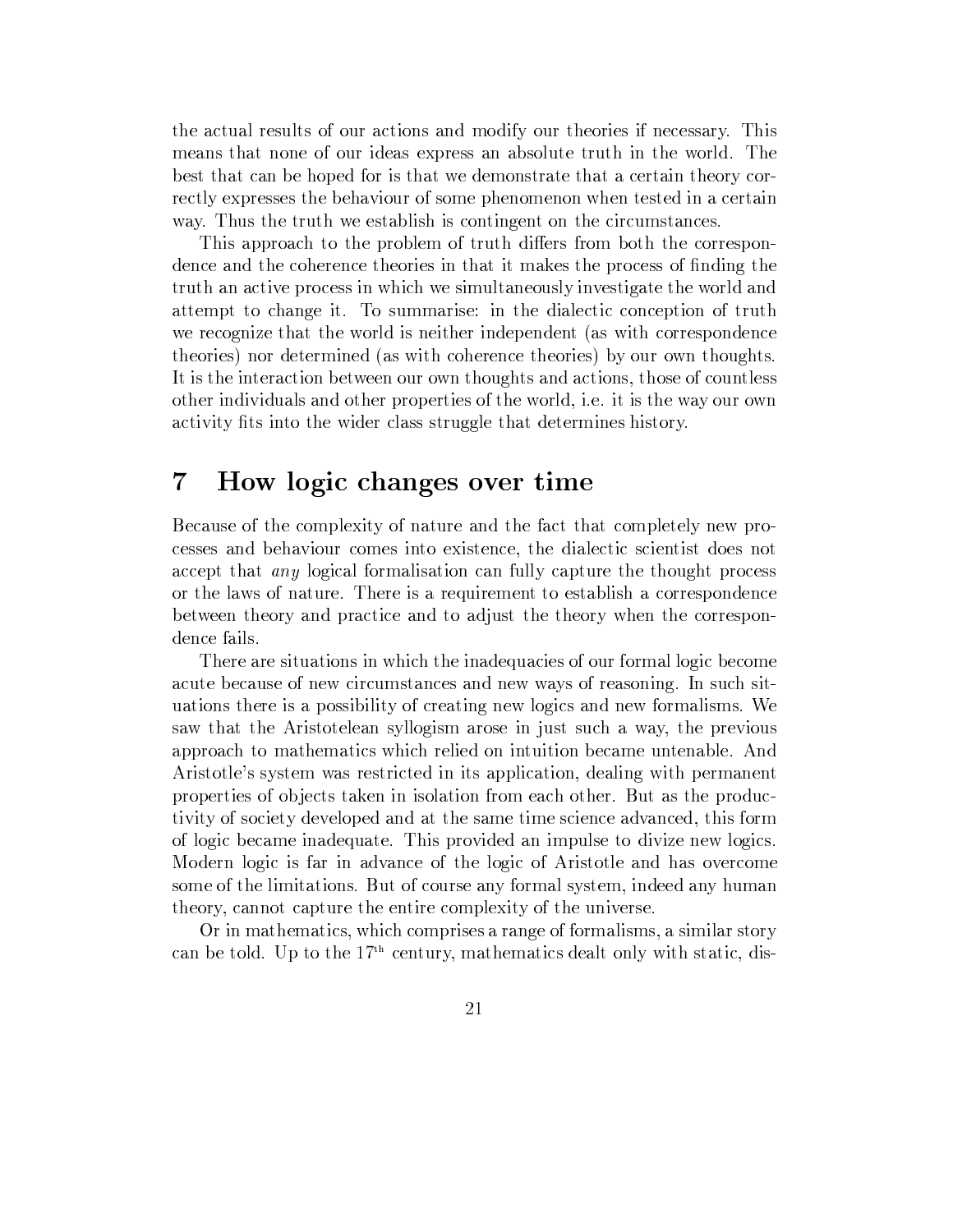the actual results of our actions and modify our theories if necessary. This means that none of our ideas express an absolute truth in the world. The best that can be hoped for is that we demonstrate that a certain theory correctly expresses the behaviour of some phenomenon when tested in a certain way. Thus the truth we establish is contingent on the circumstances.

This approach to the problem of truth differs from both the correspondence and the coherence theories in that it makes the process of finding the truth an active process in which we simultaneously investigate the world and attempt to change it. To summarise: in the dialectic conception of truth we recognize that the world is neither independent (as with correspondence theories) nor determined (as with coherence theories) by our own thoughts. It is the interaction between our own thoughts and actions, those of countless other individuals and other properties of the world, i.e. it is the way our own activity fits into the wider class struggle that determines history.

## 7 How logic changes over time

Because of the complexity of nature and the fact that completely new processes and behaviour comes into existence, the dialectic scientist does not accept that *any* logical formalisation can fully capture the thought process or the laws of nature. There is a requirement to establish a correspondence between theory and practice and to adjust the theory when the correspondence fails.

There are situations in which the inadequacies of our formal logic become acute because of new circumstances and new ways of reasoning. In such situations there is a possibility of creating new logics and new formalisms. We saw that the Aristotelean syllogism arose in just such a way, the previous approach to mathematics which relied on intuition became untenable. And Aristotle's system was restricted in its application, dealing with permanent properties of objects taken in isolation from each other. But as the productivity of society developed and at the same time science advanced, this form of logic became inadequate. This provided an impulse to divize new logics. Modern logic is far in advance of the logic of Aristotle and has overcome some of the limitations. But of course any formal system, indeed any human theory, cannot capture the entire complexity of the universe.

Or in mathematics, which comprises a range of formalisms, a similar story can be told. Up to the 17th century, mathematics dealt only with static, dis-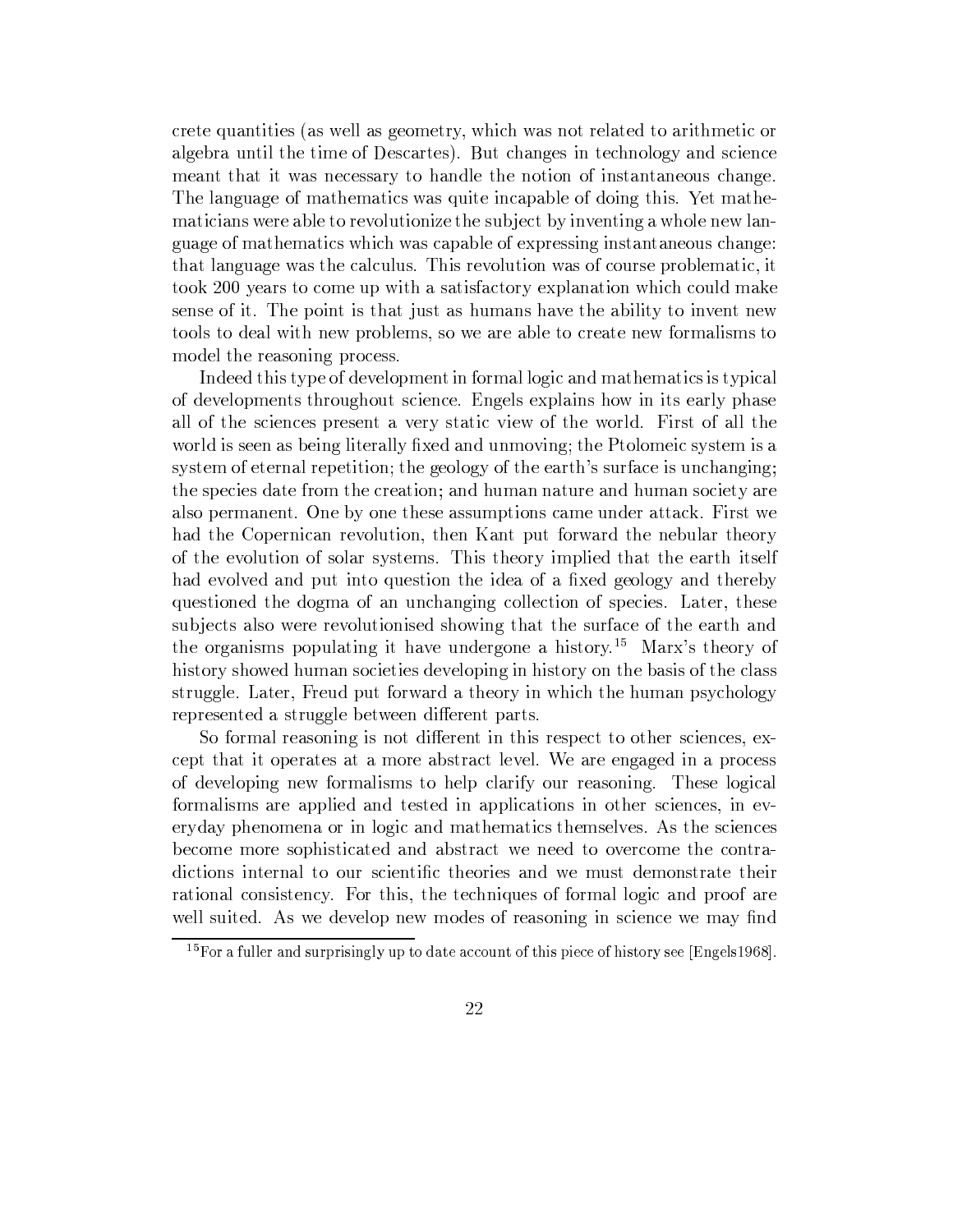crete quantities (as well as geometry, which was not related to arithmetic or algebra until the time of Descartes). But changes in technology and science meant that it was necessary to handle the notion of instantaneous change. The language of mathematics was quite incapable of doing this. Yet mathematicians were able to revolutionize the subject by inventing a whole new language of mathematics which was capable of expressing instantaneous change: that language was the calculus. This revolution was of course problematic, it took 200 years to come up with a satisfactory explanation which could make sense of it. The point is that just as humans have the ability to invent new tools to deal with new problems, so we are able to create new formalisms to model the reasoning process.

Indeed this type of development in formal logic and mathematics is typical of developments throughout science. Engels explains how in its early phase all of the sciences present a very static view of the world. First of all the world is seen as being literally fixed and unmoving; the Ptolomeic system is a system of eternal repetition; the geology of the earth's surface is unchanging; the species date from the creation; and human nature and human society are also permanent. One by one these assumptions came under attack. First we had the Copernican revolution, then Kant put forward the nebular theory of the evolution of solar systems. This theory implied that the earth itself had evolved and put into question the idea of a fixed geology and thereby questioned the dogma of an unchanging collection of species. Later, these subjects also were revolutionised showing that the surface of the earth and the organisms populating it have undergone a history.[15] Marx's theory of history showed human societies developing in history on the basis of the class struggle. Later, Freud put forward a theory in which the human psychology represented a struggle between different parts.

So formal reasoning is not different in this respect to other sciences, except that it operates at a more abstract level. We are engaged in a process of developing new formalisms to help clarify our reasoning. These logical formalisms are applied and tested in applications in other sciences, in everyday phenomena or in logic and mathematics themselves. As the sciences become more sophisticated and abstract we need to overcome the contradictions internal to our scientific theories and we must demonstrate their rational consistency. For this, the techniques of formal logic and proof are well suited. As we develop new modes of reasoning in science we may find

[15] For a fuller and surprisingly up to date account of this piece of history see [Engels1968].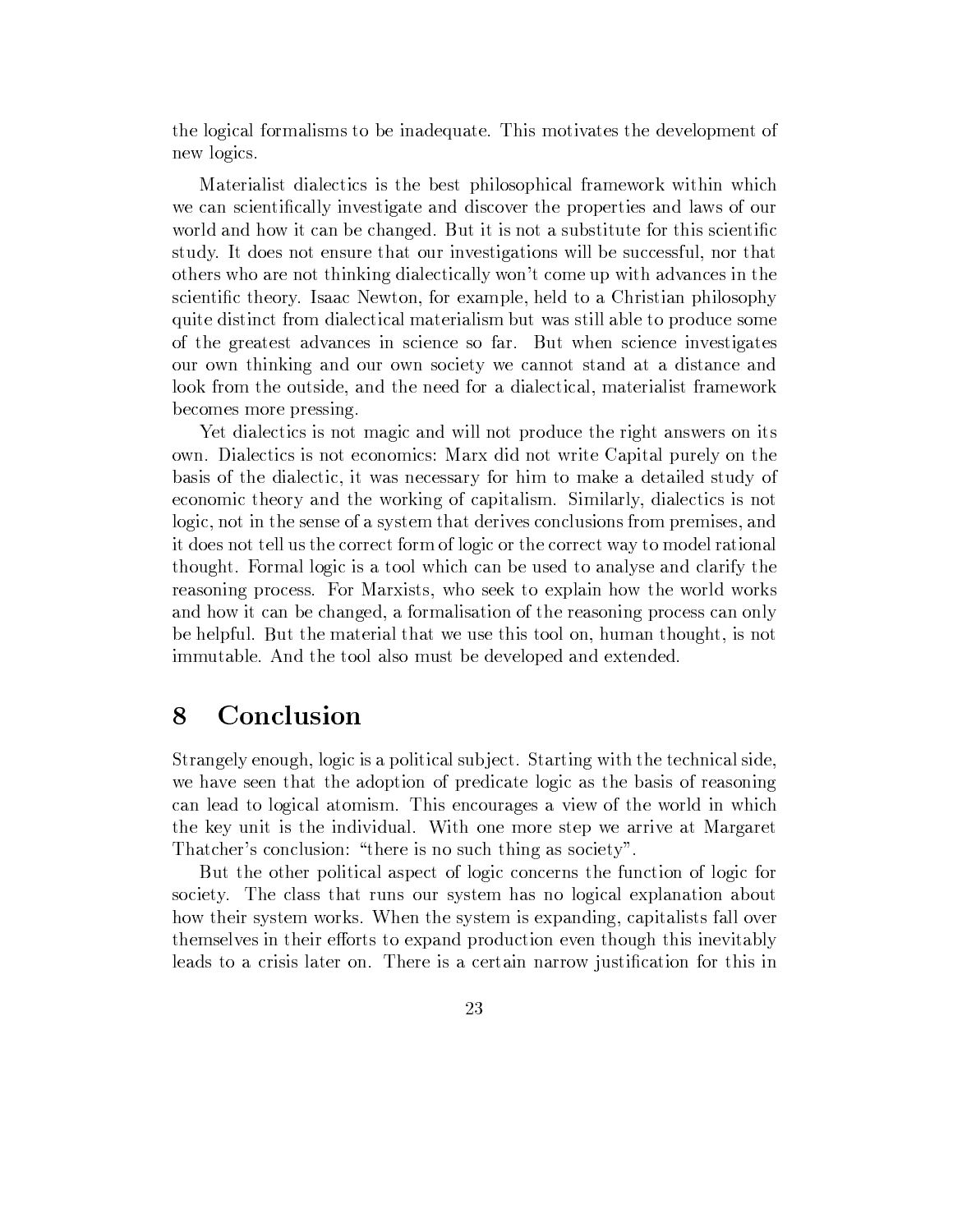the logical formalisms to be inadequate. This motivates the development of new logics.

Materialist dialectics is the best philosophical framework within which we can scientifically investigate and discover the properties and laws of our world and how it can be changed. But it is not a substitute for this scientific study. It does not ensure that our investigations will be successful, nor that others who are not thinking dialectically won't come up with advances in the scientific theory. Isaac Newton, for example, held to a Christian philosophy quite distinct from dialectical materialism but was still able to produce some of the greatest advances in science so far. But when science investigates our own thinking and our own society we cannot stand at a distance and look from the outside, and the need for a dialectical, materialist framework becomes more pressing.

Yet dialectics is not magic and will not produce the right answers on its own. Dialectics is not economics: Marx did not write Capital purely on the basis of the dialectic, it was necessary for him to make a detailed study of economic theory and the working of capitalism. Similarly, dialectics is not logic, not in the sense of a system that derives conclusions from premises, and it does not tell us the correct form of logic or the correct way to model rational thought. Formal logic is a tool which can be used to analyse and clarify the reasoning process. For Marxists, who seek to explain how the world works and how it can be changed, a formalisation of the reasoning process can only be helpful. But the material that we use this tool on, human thought, is not immutable. And the tool also must be developed and extended.

# 8 Conclusion

Strangely enough, logic is a political subject. Starting with the technical side, we have seen that the adoption of predicate logic as the basis of reasoning can lead to logical atomism. This encourages a view of the world in which the key unit is the individual. With one more step we arrive at Margaret Thatcher's conclusion: "there is no such thing as society".

But the other political aspect of logic concerns the function of logic for society. The class that runs our system has no logical explanation about how their system works. When the system is expanding, capitalists fall over themselves in their efforts to expand production even though this inevitably leads to a crisis later on. There is a certain narrow justification for this in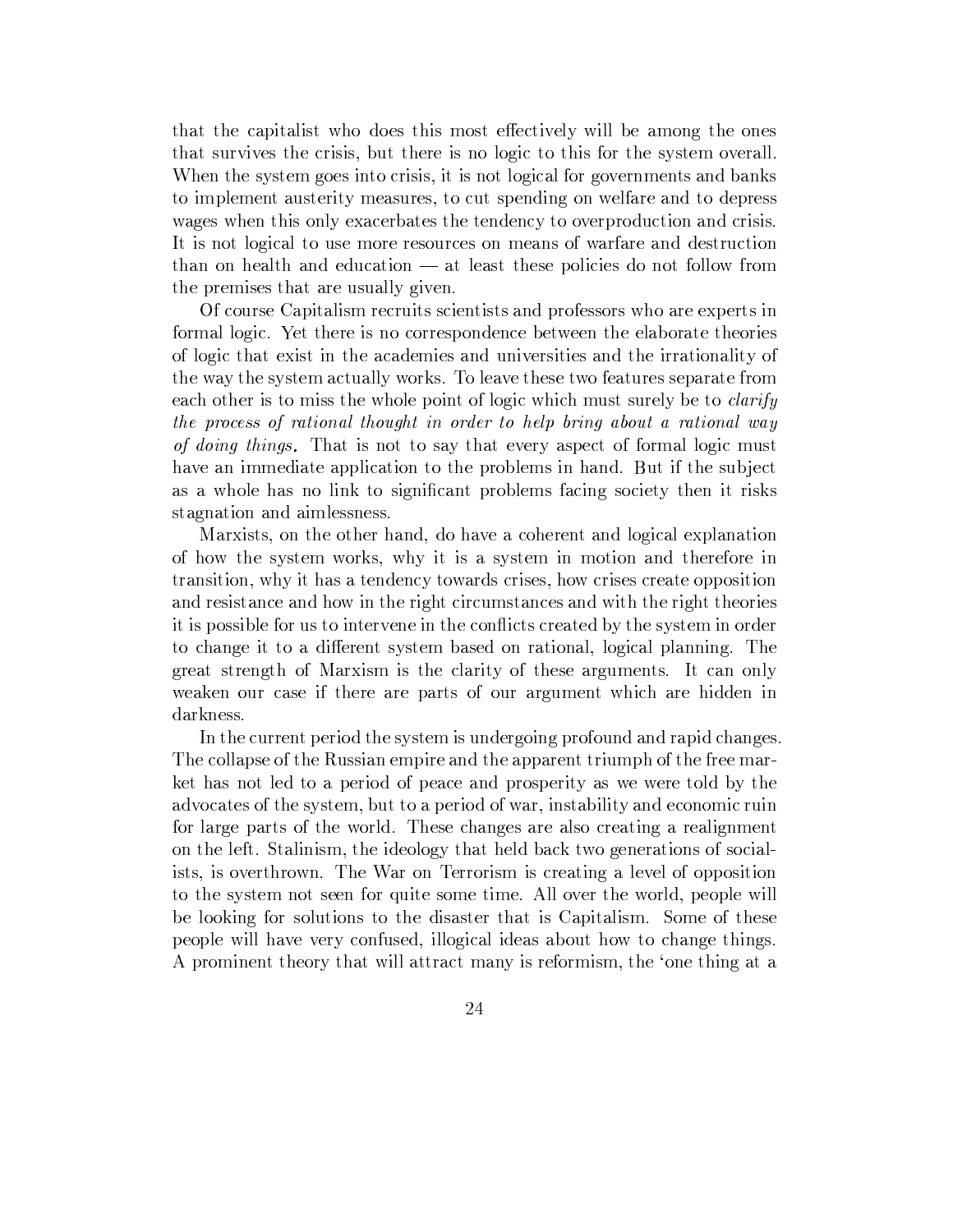that the capitalist who does this most effectively will be among the ones that survives the crisis, but there is no logic to this for the system overall. When the system goes into crisis, it is not logical for governments and banks to implement austerity measures, to cut spending on welfare and to depress wages when this only exacerbates the tendency to overproduction and crisis. It is not logical to use more resources on means of warfare and destruction than on health and education — at least these policies do not follow from the premises that are usually given.

Of course Capitalism recruits scientists and professors who are experts in formal logic. Yet there is no correspondence between the elaborate theories of logic that exist in the academies and universities and the irrationality of the way the system actually works. To leave these two features separate from each other is to miss the whole point of logic which must surely be to *clarify the process of rational thought in order to help bring about a rational way of doing things*. That is not to say that every aspect of formal logic must have an immediate application to the problems in hand. But if the subject as a whole has no link to significant problems facing society then it risks stagnation and aimlessness.

Marxists, on the other hand, do have a coherent and logical explanation of how the system works, why it is a system in motion and therefore in transition, why it has a tendency towards crises, how crises create opposition and resistance and how in the right circumstances and with the right theories it is possible for us to intervene in the conflicts created by the system in order to change it to a different system based on rational, logical planning. The great strength of Marxism is the clarity of these arguments. It can only weaken our case if there are parts of our argument which are hidden in darkness.

In the current period the system is undergoing profound and rapid changes. The collapse of the Russian empire and the apparent triumph of the free market has not led to a period of peace and prosperity as we were told by the advocates of the system, but to a period of war, instability and economic ruin for large parts of the world. These changes are also creating a realignment on the left. Stalinism, the ideology that held back two generations of socialists, is overthrown. The War on Terrorism is creating a level of opposition to the system not seen for quite some time. All over the world, people will be looking for solutions to the disaster that is Capitalism. Some of these people will have very confused, illogical ideas about how to change things. A prominent theory that will attract many is reformism, the 'one thing at a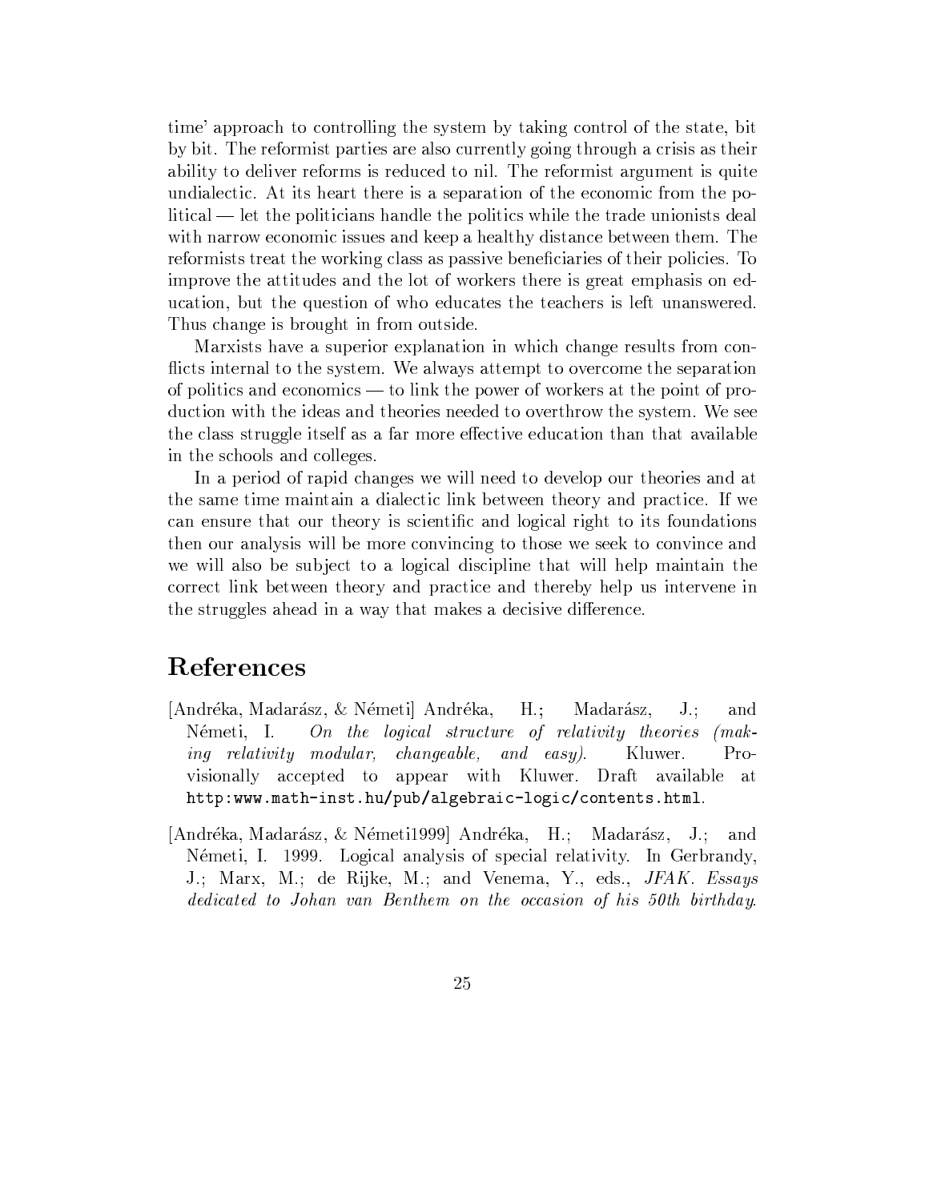time' approach to controlling the system by taking control of the state, bit by bit. The reformist parties are also currently going through a crisis as their ability to deliver reforms is reduced to nil. The reformist argument is quite undialectic. At its heart there is a separation of the economic from the political — let the politicians handle the politics while the trade unionists deal with narrow economic issues and keep a healthy distance between them. The reformists treat the working class as passive beneficiaries of their policies. To improve the attitudes and the lot of workers there is great emphasis on education, but the question of who educates the teachers is left unanswered. Thus change is brought in from outside.

Marxists have a superior explanation in which change results from conflicts internal to the system. We always attempt to overcome the separation of politics and economics — to link the power of workers at the point of production with the ideas and theories needed to overthrow the system. We see the class struggle itself as a far more effective education than that available in the schools and colleges.

In a period of rapid changes we will need to develop our theories and at the same time maintain a dialectic link between theory and practice. If we can ensure that our theory is scientific and logical right to its foundations then our analysis will be more convincing to those we seek to convince and we will also be subject to a logical discipline that will help maintain the correct link between theory and practice and thereby help us intervene in the struggles ahead in a way that makes a decisive difference.

## References

[Andréka, Madarász, & Németi] Andréka, H.; Madarász, J.; and Németi, I. *On the logical structure of relativity theories (making relativity modular, changeable, and easy).* Kluwer. Provisionally accepted to appear with Kluwer. Draft available at `http:www.math-inst.hu/pub/algebraic-logic/contents.html`.

[Andréka, Madarász, & Németi1999] Andréka, H.; Madarász, J.; and Németi, I. 1999. Logical analysis of special relativity. In Gerbrandy, J.; Marx, M.; de Rijke, M.; and Venema, Y., eds., *JFAK. Essays dedicated to Johan van Benthem on the occasion of his 50th birthday.*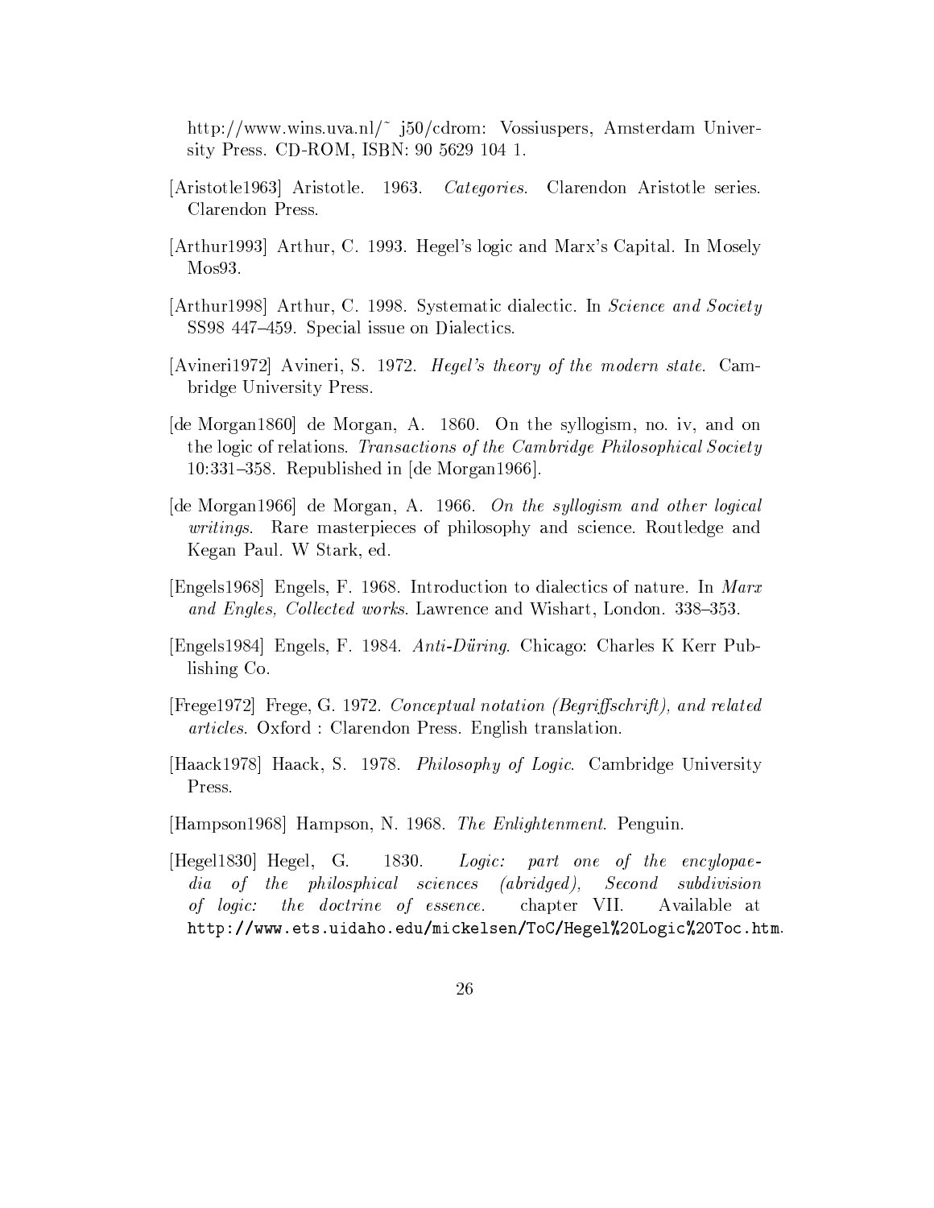http://www.wins.uva.nl/~ j50/cdrom: Vossiuspers, Amsterdam University Press. CD-ROM, ISBN: 90 5629 104 1.

[Aristotle1963] Aristotle. 1963. *Categories*. Clarendon Aristotle series. Clarendon Press.

[Arthur1993] Arthur, C. 1993. Hegel's logic and Marx's Capital. In Mosely Mos93.

[Arthur1998] Arthur, C. 1998. Systematic dialectic. In *Science and Society* SS98 447–459. Special issue on Dialectics.

[Avineri1972] Avineri, S. 1972. *Hegel's theory of the modern state*. Cambridge University Press.

[de Morgan1860] de Morgan, A. 1860. On the syllogism, no. iv, and on the logic of relations. *Transactions of the Cambridge Philosophical Society* 10:331–358. Republished in [de Morgan1966].

[de Morgan1966] de Morgan, A. 1966. *On the syllogism and other logical writings*. Rare masterpieces of philosophy and science. Routledge and Kegan Paul. W Stark, ed.

[Engels1968] Engels, F. 1968. Introduction to dialectics of nature. In *Marx and Engles, Collected works*. Lawrence and Wishart, London. 338–353.

[Engels1984] Engels, F. 1984. *Anti-Düring*. Chicago: Charles K Kerr Publishing Co.

[Frege1972] Frege, G. 1972. *Conceptual notation (Begriffschrift), and related articles*. Oxford : Clarendon Press. English translation.

[Haack1978] Haack, S. 1978. *Philosophy of Logic*. Cambridge University Press.

[Hampson1968] Hampson, N. 1968. *The Enlightenment*. Penguin.

[Hegel1830] Hegel, G. 1830. *Logic: part one of the encylopaedia of the philosphical sciences (abridged), Second subdivision of logic: the doctrine of essence*. chapter VII. Available at `http://www.ets.uidaho.edu/mickelsen/ToC/Hegel%20Logic%20Toc.htm`.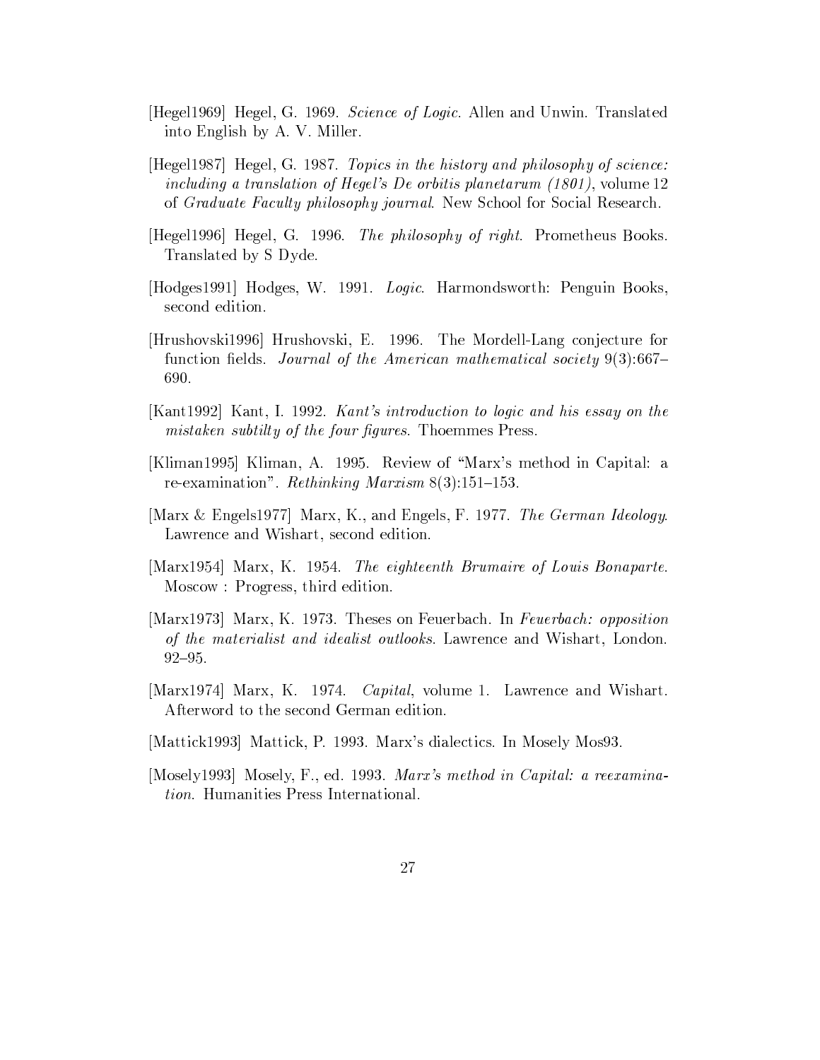[Hegel1969] Hegel, G. 1969. *Science of Logic*. Allen and Unwin. Translated into English by A. V. Miller.

[Hegel1987] Hegel, G. 1987. *Topics in the history and philosophy of science: including a translation of Hegel's De orbitis planetarum (1801)*, volume 12 of *Graduate Faculty philosophy journal*. New School for Social Research.

[Hegel1996] Hegel, G. 1996. *The philosophy of right*. Prometheus Books. Translated by S Dyde.

[Hodges1991] Hodges, W. 1991. *Logic*. Harmondsworth: Penguin Books, second edition.

[Hrushovski1996] Hrushovski, E. 1996. The Mordell-Lang conjecture for function fields. *Journal of the American mathematical society* 9(3):667–690.

[Kant1992] Kant, I. 1992. *Kant's introduction to logic and his essay on the mistaken subtilty of the four figures*. Thoemmes Press.

[Kliman1995] Kliman, A. 1995. Review of "Marx's method in Capital: a re-examination". *Rethinking Marxism* 8(3):151–153.

[Marx & Engels1977] Marx, K., and Engels, F. 1977. *The German Ideology*. Lawrence and Wishart, second edition.

[Marx1954] Marx, K. 1954. *The eighteenth Brumaire of Louis Bonaparte*. Moscow : Progress, third edition.

[Marx1973] Marx, K. 1973. Theses on Feuerbach. In *Feuerbach: opposition of the materialist and idealist outlooks*. Lawrence and Wishart, London. 92–95.

[Marx1974] Marx, K. 1974. *Capital*, volume 1. Lawrence and Wishart. Afterword to the second German edition.

[Mattick1993] Mattick, P. 1993. Marx's dialectics. In Mosely Mos93.

[Mosely1993] Mosely, F., ed. 1993. *Marx's method in Capital: a reexamination*. Humanities Press International.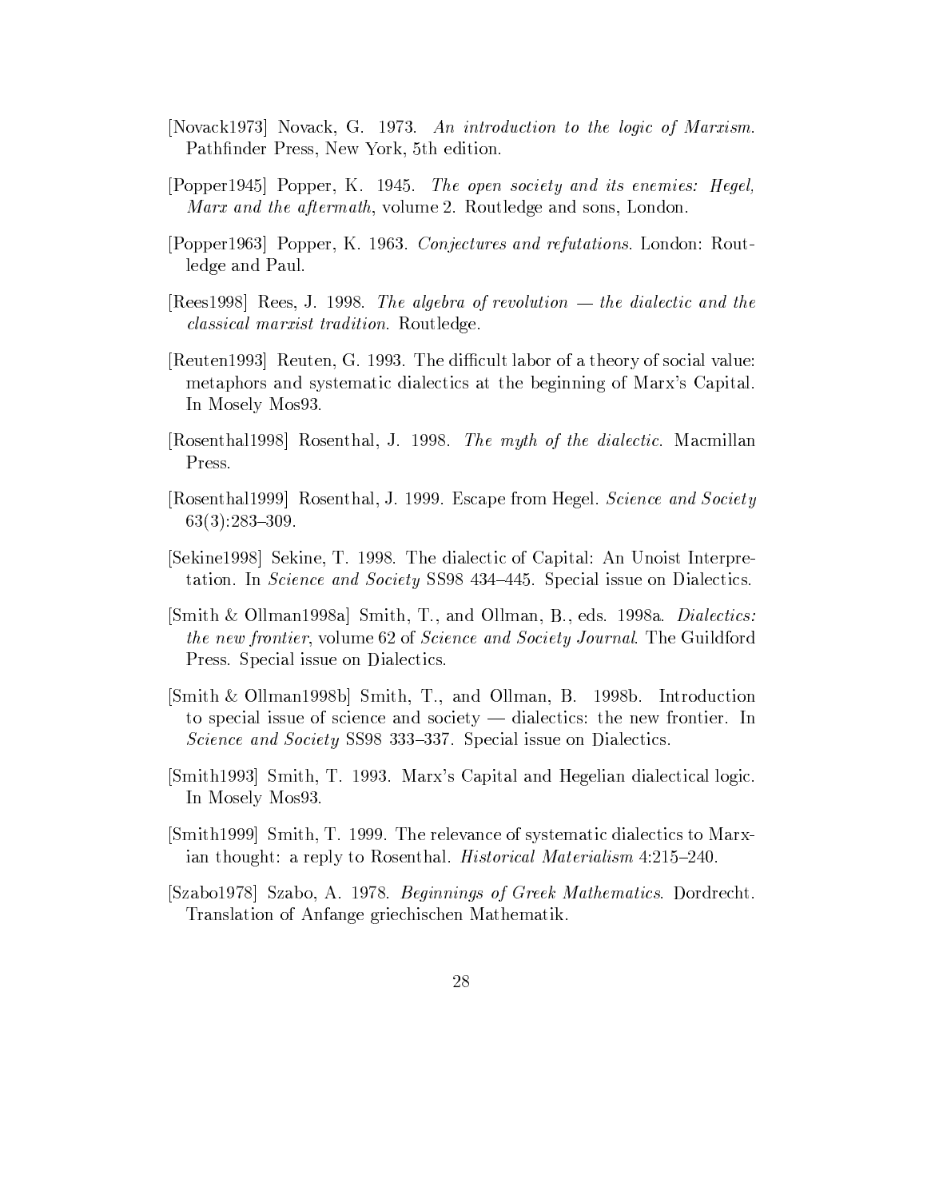[Novack1973] Novack, G. 1973. *An introduction to the logic of Marxism*. Pathfinder Press, New York, 5th edition.

[Popper1945] Popper, K. 1945. *The open society and its enemies: Hegel, Marx and the aftermath*, volume 2. Routledge and sons, London.

[Popper1963] Popper, K. 1963. *Conjectures and refutations*. London: Routledge and Paul.

[Rees1998] Rees, J. 1998. *The algebra of revolution — the dialectic and the classical marxist tradition*. Routledge.

[Reuten1993] Reuten, G. 1993. The difficult labor of a theory of social value: metaphors and systematic dialectics at the beginning of Marx's Capital. In Mosely Mos93.

[Rosenthal1998] Rosenthal, J. 1998. *The myth of the dialectic*. Macmillan Press.

[Rosenthal1999] Rosenthal, J. 1999. Escape from Hegel. *Science and Society* 63(3):283–309.

[Sekine1998] Sekine, T. 1998. The dialectic of Capital: An Unoist Interpretation. In *Science and Society* SS98 434–445. Special issue on Dialectics.

[Smith & Ollman1998a] Smith, T., and Ollman, B., eds. 1998a. *Dialectics: the new frontier*, volume 62 of *Science and Society Journal*. The Guildford Press. Special issue on Dialectics.

[Smith & Ollman1998b] Smith, T., and Ollman, B. 1998b. Introduction to special issue of science and society — dialectics: the new frontier. In *Science and Society* SS98 333–337. Special issue on Dialectics.

[Smith1993] Smith, T. 1993. Marx's Capital and Hegelian dialectical logic. In Mosely Mos93.

[Smith1999] Smith, T. 1999. The relevance of systematic dialectics to Marxian thought: a reply to Rosenthal. *Historical Materialism* 4:215–240.

[Szabo1978] Szabo, A. 1978. *Beginnings of Greek Mathematics*. Dordrecht. Translation of Anfange griechischen Mathematik.